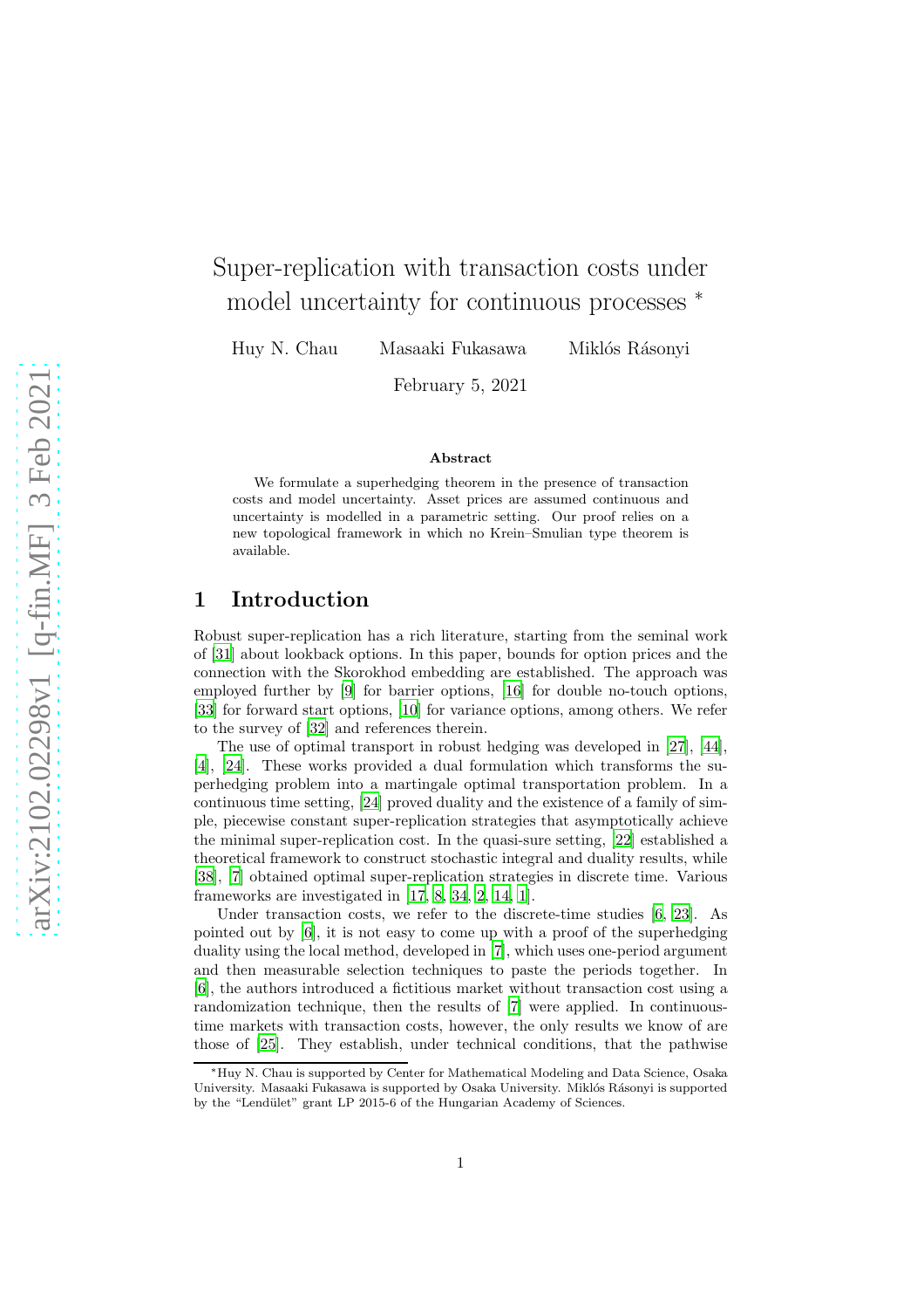# Super-replication with transaction costs under model uncertainty for continuous processes *

Huy N. Chau  Masaaki Fukasawa  Miklós Rásonyi

February 5, 2021

### Abstract

We formulate a superhedging theorem in the presence of transaction costs and model uncertainty. Asset prices are assumed continuous and uncertainty is modelled in a parametric setting. Our proof relies on a new topological framework in which no Krein–Smulian type theorem is available.

## 1 Introduction

Robust super-replication has a rich literature, starting from the seminal work of [31] about lookback options. In this paper, bounds for option prices and the connection with the Skorokhod embedding are established. The approach was employed further by [9] for barrier options, [16] for double no-touch options, [33] for forward start options, [10] for variance options, among others. We refer to the survey of [32] and references therein.

The use of optimal transport in robust hedging was developed in [27], [44], [4], [24]. These works provided a dual formulation which transforms the superhedging problem into a martingale optimal transportation problem. In a continuous time setting, [24] proved duality and the existence of a family of simple, piecewise constant super-replication strategies that asymptotically achieve the minimal super-replication cost. In the quasi-sure setting, [22] established a theoretical framework to construct stochastic integral and duality results, while [38], [7] obtained optimal super-replication strategies in discrete time. Various frameworks are investigated in [17, 8, 34, 2, 14, 1].

Under transaction costs, we refer to the discrete-time studies [6, 23]. As pointed out by [6], it is not easy to come up with a proof of the superhedging duality using the local method, developed in [7], which uses one-period argument and then measurable selection techniques to paste the periods together. In [6], the authors introduced a fictitious market without transaction cost using a randomization technique, then the results of [7] were applied. In continuous-time markets with transaction costs, however, the only results we know of are those of [25]. They establish, under technical conditions, that the pathwise

*Huy N. Chau is supported by Center for Mathematical Modeling and Data Science, Osaka University. Masaaki Fukasawa is supported by Osaka University. Miklós Rásonyi is supported by the "Lendület" grant LP 2015-6 of the Hungarian Academy of Sciences.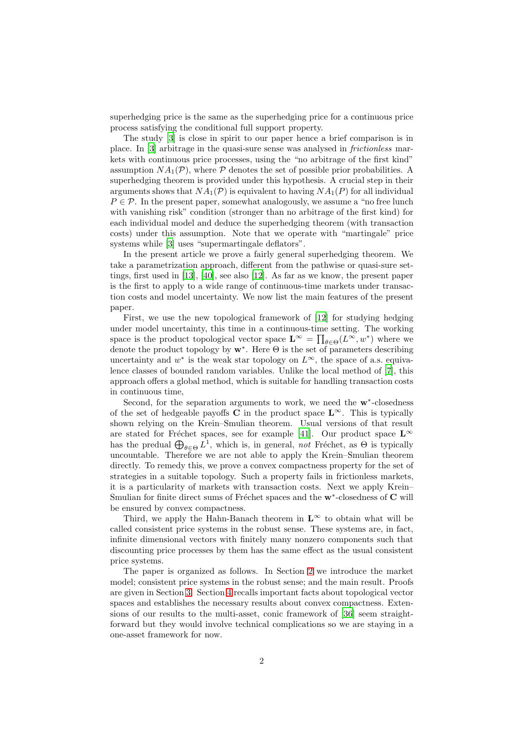superhedging price is the same as the superhedging price for a continuous price process satisfying the conditional full support property.

The study [3] is close in spirit to our paper hence a brief comparison is in place. In [3] arbitrage in the quasi-sure sense was analysed in *frictionless* markets with continuous price processes, using the "no arbitrage of the first kind" assumption $NA_1(\mathcal{P})$, where $\mathcal{P}$ denotes the set of possible prior probabilities. A superhedging theorem is provided under this hypothesis. A crucial step in their arguments shows that $NA_1(\mathcal{P})$ is equivalent to having $NA_1(P)$ for all individual $P \in \mathcal{P}$. In the present paper, somewhat analogously, we assume a "no free lunch with vanishing risk" condition (stronger than no arbitrage of the first kind) for each individual model and deduce the superhedging theorem (with transaction costs) under this assumption. Note that we operate with "martingale" price systems while [3] uses "supermartingale deflators".

In the present article we prove a fairly general superhedging theorem. We take a parametrization approach, different from the pathwise or quasi-sure settings, first used in [13], [40], see also [12]. As far as we know, the present paper is the first to apply to a wide range of continuous-time markets under transaction costs and model uncertainty. We now list the main features of the present paper.

First, we use the new topological framework of [12] for studying hedging under model uncertainty, this time in a continuous-time setting. The working space is the product topological vector space $\mathbf{L}^\infty = \prod_{\theta\in\Theta}(L^\infty, w^*)$ where we denote the product topology by $\mathbf{w}^*$. Here $\Theta$ is the set of parameters describing uncertainty and $w^*$ is the weak star topology on $L^\infty$, the space of a.s. equivalence classes of bounded random variables. Unlike the local method of [7], this approach offers a global method, which is suitable for handling transaction costs in continuous time,

Second, for the separation arguments to work, we need the $\mathbf{w}^*$-closedness of the set of hedgeable payoffs $\mathbf{C}$ in the product space $\mathbf{L}^\infty$. This is typically shown relying on the Krein–Smulian theorem. Usual versions of that result are stated for Fréchet spaces, see for example [41]. Our product space $\mathbf{L}^\infty$ has the predual $\bigoplus_{\theta\in\Theta} L^1$, which is, in general, *not* Fréchet, as $\Theta$ is typically uncountable. Therefore we are not able to apply the Krein–Smulian theorem directly. To remedy this, we prove a convex compactness property for the set of strategies in a suitable topology. Such a property fails in frictionless markets, it is a particularity of markets with transaction costs. Next we apply Krein–Smulian for finite direct sums of Fréchet spaces and the $\mathbf{w}^*$-closedness of $\mathbf{C}$ will be ensured by convex compactness.

Third, we apply the Hahn-Banach theorem in $\mathbf{L}^\infty$ to obtain what will be called consistent price systems in the robust sense. These systems are, in fact, infinite dimensional vectors with finitely many nonzero components such that discounting price processes by them has the same effect as the usual consistent price systems.

The paper is organized as follows. In Section 2 we introduce the market model; consistent price systems in the robust sense; and the main result. Proofs are given in Section 3. Section 4 recalls important facts about topological vector spaces and establishes the necessary results about convex compactness. Extensions of our results to the multi-asset, conic framework of [36] seem straightforward but they would involve technical complications so we are staying in a one-asset framework for now.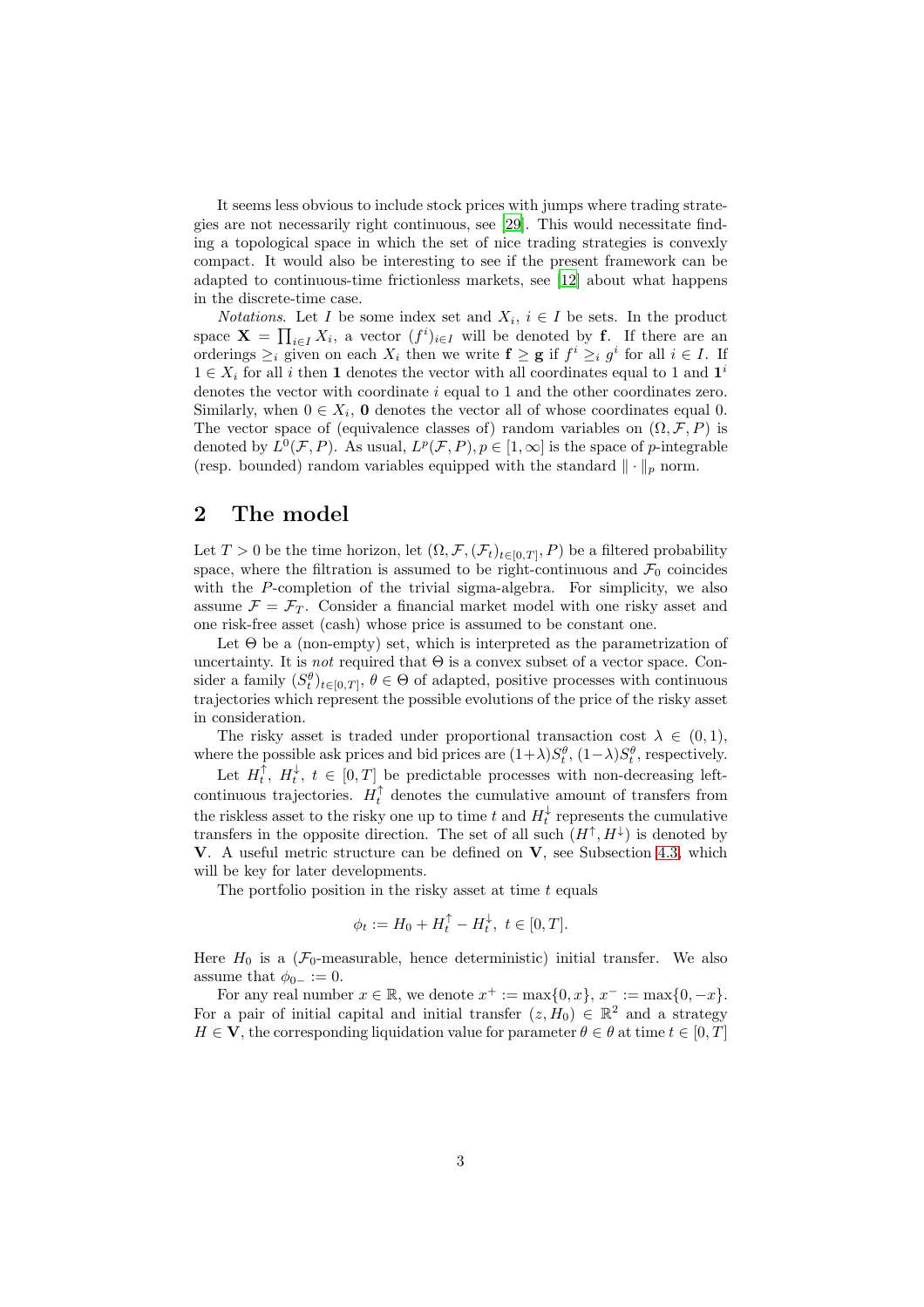It seems less obvious to include stock prices with jumps where trading strategies are not necessarily right continuous, see [29]. This would necessitate finding a topological space in which the set of nice trading strategies is convexly compact. It would also be interesting to see if the present framework can be adapted to continuous-time frictionless markets, see [12] about what happens in the discrete-time case.

*Notations*. Let $I$ be some index set and $X_i$, $i \in I$ be sets. In the product space $\mathbf{X} = \prod_{i \in I} X_i$, a vector $(f^i)_{i \in I}$ will be denoted by $\mathbf{f}$. If there are an orderings $\geq_i$ given on each $X_i$ then we write $\mathbf{f} \geq \mathbf{g}$ if $f^i \geq_i g^i$ for all $i \in I$. If $1 \in X_i$ for all $i$ then $\mathbf{1}$ denotes the vector with all coordinates equal to 1 and $\mathbf{1}^i$ denotes the vector with coordinate $i$ equal to 1 and the other coordinates zero. Similarly, when $0 \in X_i$, $\mathbf{0}$ denotes the vector all of whose coordinates equal 0. The vector space of (equivalence classes of) random variables on $(\Omega, \mathcal{F}, P)$ is denoted by $L^0(\mathcal{F}, P)$. As usual, $L^p(\mathcal{F}, P), p \in [1, \infty]$ is the space of $p$-integrable (resp. bounded) random variables equipped with the standard $\| \cdot \|_p$ norm.

## 2 The model

Let $T > 0$ be the time horizon, let $(\Omega, \mathcal{F}, (\mathcal{F}_t)_{t \in [0,T]}, P)$ be a filtered probability space, where the filtration is assumed to be right-continuous and $\mathcal{F}_0$ coincides with the $P$-completion of the trivial sigma-algebra. For simplicity, we also assume $\mathcal{F} = \mathcal{F}_T$. Consider a financial market model with one risky asset and one risk-free asset (cash) whose price is assumed to be constant one.

Let $\Theta$ be a (non-empty) set, which is interpreted as the parametrization of uncertainty. It is *not* required that $\Theta$ is a convex subset of a vector space. Consider a family $(S_t^\theta)_{t \in [0,T]}$, $\theta \in \Theta$ of adapted, positive processes with continuous trajectories which represent the possible evolutions of the price of the risky asset in consideration.

The risky asset is traded under proportional transaction cost $\lambda \in (0, 1)$, where the possible ask prices and bid prices are $(1+\lambda)S_t^\theta$, $(1-\lambda)S_t^\theta$, respectively.

Let $H_t^\uparrow$, $H_t^\downarrow$, $t \in [0, T]$ be predictable processes with non-decreasing left-continuous trajectories. $H_t^\uparrow$ denotes the cumulative amount of transfers from the riskless asset to the risky one up to time $t$ and $H_t^\downarrow$ represents the cumulative transfers in the opposite direction. The set of all such $(H^\uparrow, H^\downarrow)$ is denoted by $\mathbf{V}$. A useful metric structure can be defined on $\mathbf{V}$, see Subsection 4.3, which will be key for later developments.

The portfolio position in the risky asset at time $t$ equals

$$\phi_t := H_0 + H_t^\uparrow - H_t^\downarrow, \ t \in [0, T].$$

Here $H_0$ is a ($\mathcal{F}_0$-measurable, hence deterministic) initial transfer. We also assume that $\phi_{0-} := 0$.

For any real number $x \in \mathbb{R}$, we denote $x^+ := \max\{0, x\}$, $x^- := \max\{0, -x\}$. For a pair of initial capital and initial transfer $(z, H_0) \in \mathbb{R}^2$ and a strategy $H \in \mathbf{V}$, the corresponding liquidation value for parameter $\theta \in \theta$ at time $t \in [0, T]$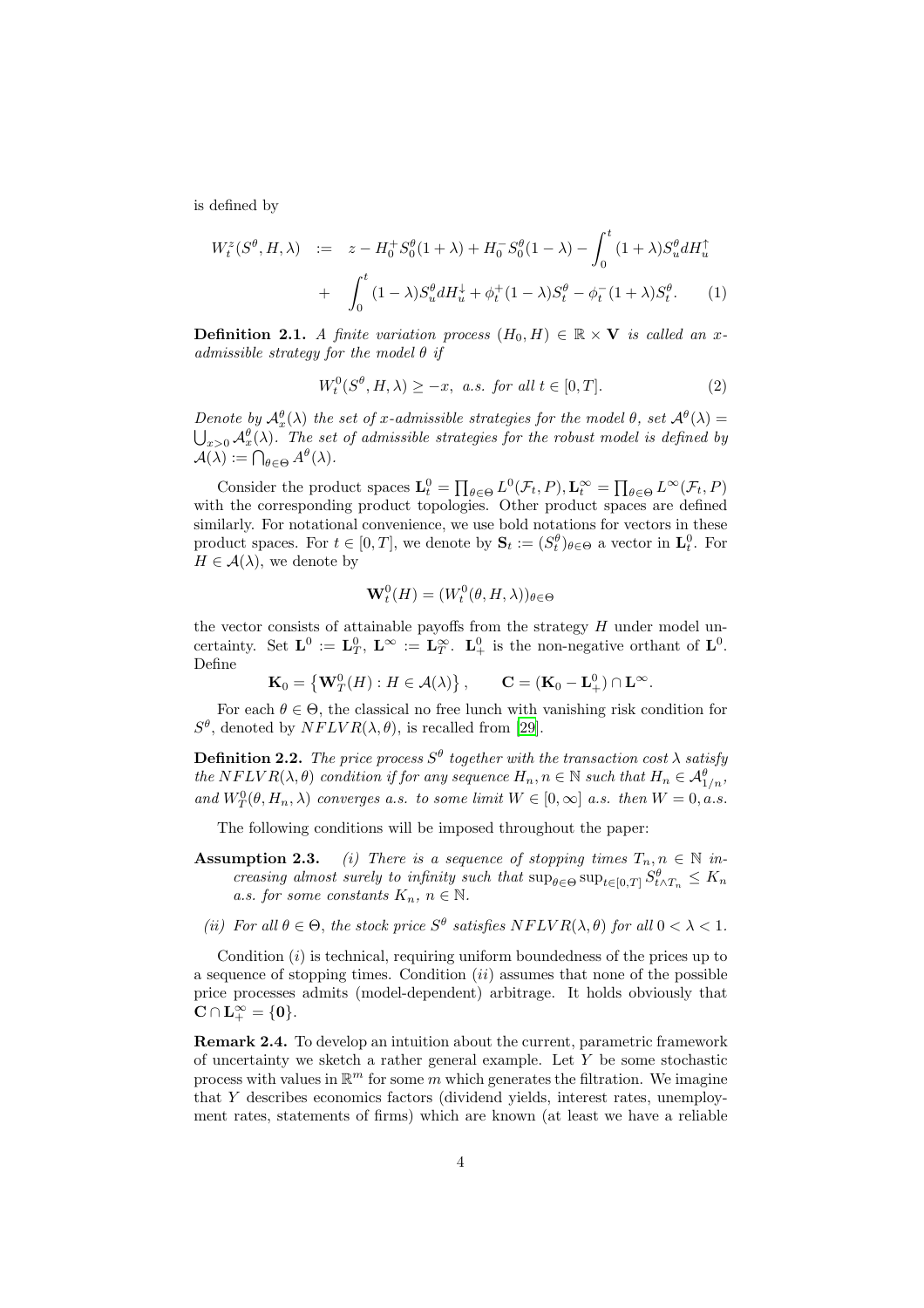is defined by

$$
\begin{aligned}
W_t^z(S^\theta, H, \lambda) \quad &:= \quad z - H_0^+ S_0^\theta(1+\lambda) + H_0^- S_0^\theta(1-\lambda) - \int_0^t (1+\lambda) S_u^\theta dH_u^\uparrow \\
&+ \quad \int_0^t (1-\lambda) S_u^\theta dH_u^\downarrow + \phi_t^+(1-\lambda)S_t^\theta - \phi_t^-(1+\lambda)S_t^\theta. \qquad (1)
\end{aligned}
$$

**Definition 2.1.** *A finite variation process $(H_0, H) \in \mathbb{R} \times \mathbf{V}$ is called an $x$-admissible strategy for the model $\theta$ if*

$$
W_t^0(S^\theta, H, \lambda) \geq -x, \text{ a.s. for all } t \in [0, T]. \qquad (2)
$$

*Denote by $\mathcal{A}_x^\theta(\lambda)$ the set of $x$-admissible strategies for the model $\theta$, set $\mathcal{A}^\theta(\lambda) = \bigcup_{x>0} \mathcal{A}_x^\theta(\lambda)$. The set of admissible strategies for the robust model is defined by $\mathcal{A}(\lambda) := \bigcap_{\theta \in \Theta} A^\theta(\lambda)$.*

Consider the product spaces $\mathbf{L}_t^0 = \prod_{\theta \in \Theta} L^0(\mathcal{F}_t, P), \mathbf{L}_t^\infty = \prod_{\theta \in \Theta} L^\infty(\mathcal{F}_t, P)$ with the corresponding product topologies. Other product spaces are defined similarly. For notational convenience, we use bold notations for vectors in these product spaces. For $t \in [0, T]$, we denote by $\mathbf{S}_t := (S_t^\theta)_{\theta \in \Theta}$ a vector in $\mathbf{L}_t^0$. For $H \in \mathcal{A}(\lambda)$, we denote by

$$
\mathbf{W}_t^0(H) = (W_t^0(\theta, H, \lambda))_{\theta \in \Theta}
$$

the vector consists of attainable payoffs from the strategy $H$ under model uncertainty. Set $\mathbf{L}^0 := \mathbf{L}_T^0$, $\mathbf{L}^\infty := \mathbf{L}_T^\infty$. $\mathbf{L}_+^0$ is the non-negative orthant of $\mathbf{L}^0$. Define

$$
\mathbf{K}_0 = \left\{ \mathbf{W}_T^0(H) : H \in \mathcal{A}(\lambda) \right\}, \qquad \mathbf{C} = (\mathbf{K}_0 - \mathbf{L}_+^0) \cap \mathbf{L}^\infty.
$$

For each $\theta \in \Theta$, the classical no free lunch with vanishing risk condition for $S^\theta$, denoted by $NFLVR(\lambda, \theta)$, is recalled from [29].

**Definition 2.2.** *The price process $S^\theta$ together with the transaction cost $\lambda$ satisfy the $NFLVR(\lambda, \theta)$ condition if for any sequence $H_n, n \in \mathbb{N}$ such that $H_n \in \mathcal{A}_{1/n}^\theta$, and $W_T^0(\theta, H_n, \lambda)$ converges a.s. to some limit $W \in [0, \infty]$ a.s. then $W = 0$, a.s.*

The following conditions will be imposed throughout the paper:

**Assumption 2.3.** *(i) There is a sequence of stopping times $T_n, n \in \mathbb{N}$ increasing almost surely to infinity such that $\sup_{\theta \in \Theta} \sup_{t \in [0,T]} S_{t \wedge T_n}^\theta \leq K_n$ a.s. for some constants $K_n$, $n \in \mathbb{N}$.*

*(ii) For all $\theta \in \Theta$, the stock price $S^\theta$ satisfies $NFLVR(\lambda, \theta)$ for all $0 < \lambda < 1$.*

Condition $(i)$ is technical, requiring uniform boundedness of the prices up to a sequence of stopping times. Condition $(ii)$ assumes that none of the possible price processes admits (model-dependent) arbitrage. It holds obviously that $\mathbf{C} \cap \mathbf{L}_+^\infty = \{\mathbf{0}\}$.

**Remark 2.4.** To develop an intuition about the current, parametric framework of uncertainty we sketch a rather general example. Let $Y$ be some stochastic process with values in $\mathbb{R}^m$ for some $m$ which generates the filtration. We imagine that $Y$ describes economics factors (dividend yields, interest rates, unemployment rates, statements of firms) which are known (at least we have a reliable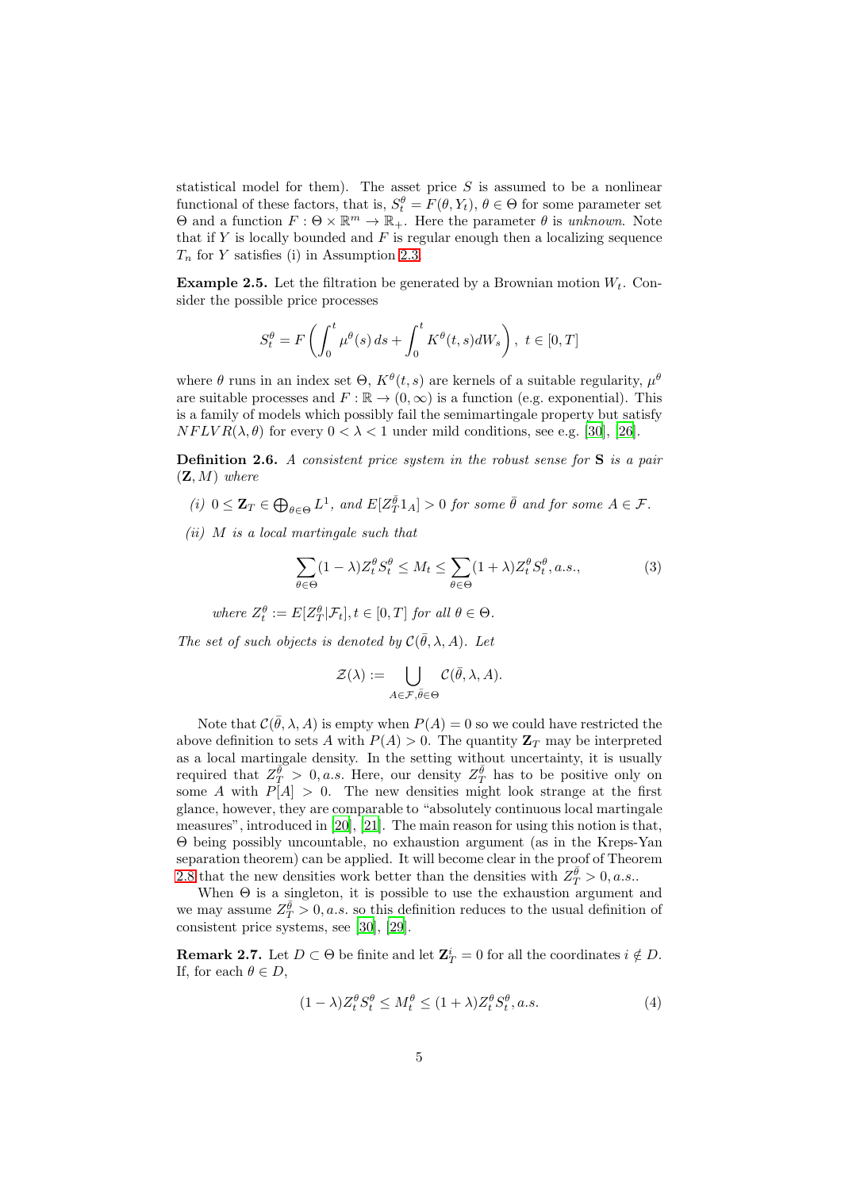statistical model for them). The asset price $S$ is assumed to be a nonlinear functional of these factors, that is, $S_t^\theta = F(\theta, Y_t)$, $\theta \in \Theta$ for some parameter set $\Theta$ and a function $F : \Theta \times \mathbb{R}^m \to \mathbb{R}_+$. Here the parameter $\theta$ is *unknown*. Note that if $Y$ is locally bounded and $F$ is regular enough then a localizing sequence $T_n$ for $Y$ satisfies (i) in Assumption 2.3.

**Example 2.5.** Let the filtration be generated by a Brownian motion $W_t$. Consider the possible price processes

$$S_t^\theta = F\left(\int_0^t \mu^\theta(s)\, ds + \int_0^t K^\theta(t,s) dW_s\right),\ t \in [0,T]$$

where $\theta$ runs in an index set $\Theta$, $K^\theta(t,s)$ are kernels of a suitable regularity, $\mu^\theta$ are suitable processes and $F : \mathbb{R} \to (0, \infty)$ is a function (e.g. exponential). This is a family of models which possibly fail the semimartingale property but satisfy $NFLVR(\lambda, \theta)$ for every $0 < \lambda < 1$ under mild conditions, see e.g. [30], [26].

**Definition 2.6.** *A consistent price system in the robust sense for* $\mathbf{S}$ *is a pair* $(\mathbf{Z}, M)$ *where*

*(i)* $0 \le \mathbf{Z}_T \in \bigoplus_{\theta\in\Theta} L^1$*, and* $E[Z_T^{\bar\theta} 1_A] > 0$ *for some* $\bar\theta$ *and for some* $A \in \mathcal{F}$*.*

*(ii)* $M$ *is a local martingale such that*

$$\sum_{\theta\in\Theta} (1-\lambda) Z_t^\theta S_t^\theta \le M_t \le \sum_{\theta\in\Theta} (1+\lambda) Z_t^\theta S_t^\theta, a.s., \tag{3}$$

*where* $Z_t^\theta := E[Z_T^\theta | \mathcal{F}_t], t \in [0,T]$ *for all* $\theta \in \Theta$*.*

*The set of such objects is denoted by* $\mathcal{C}(\bar\theta, \lambda, A)$*. Let*

$$\mathcal{Z}(\lambda) := \bigcup_{A\in\mathcal{F},\bar\theta\in\Theta} \mathcal{C}(\bar\theta, \lambda, A).$$

Note that $\mathcal{C}(\bar\theta, \lambda, A)$ is empty when $P(A) = 0$ so we could have restricted the above definition to sets $A$ with $P(A) > 0$. The quantity $\mathbf{Z}_T$ may be interpreted as a local martingale density. In the setting without uncertainty, it is usually required that $Z_T^{\bar\theta} > 0, a.s.$ Here, our density $Z_T^{\bar\theta}$ has to be positive only on some $A$ with $P[A] > 0$. The new densities might look strange at the first glance, however, they are comparable to "absolutely continuous local martingale measures", introduced in [20], [21]. The main reason for using this notion is that, $\Theta$ being possibly uncountable, no exhaustion argument (as in the Kreps-Yan separation theorem) can be applied. It will become clear in the proof of Theorem 2.8 that the new densities work better than the densities with $Z_T^{\bar\theta} > 0, a.s.$.

When $\Theta$ is a singleton, it is possible to use the exhaustion argument and we may assume $Z_T^{\bar\theta} > 0, a.s.$ so this definition reduces to the usual definition of consistent price systems, see [30], [29].

**Remark 2.7.** Let $D \subset \Theta$ be finite and let $\mathbf{Z}_T^i = 0$ for all the coordinates $i \notin D$. If, for each $\theta \in D$,

$$(1-\lambda) Z_t^\theta S_t^\theta \le M_t^\theta \le (1+\lambda) Z_t^\theta S_t^\theta, a.s. \tag{4}$$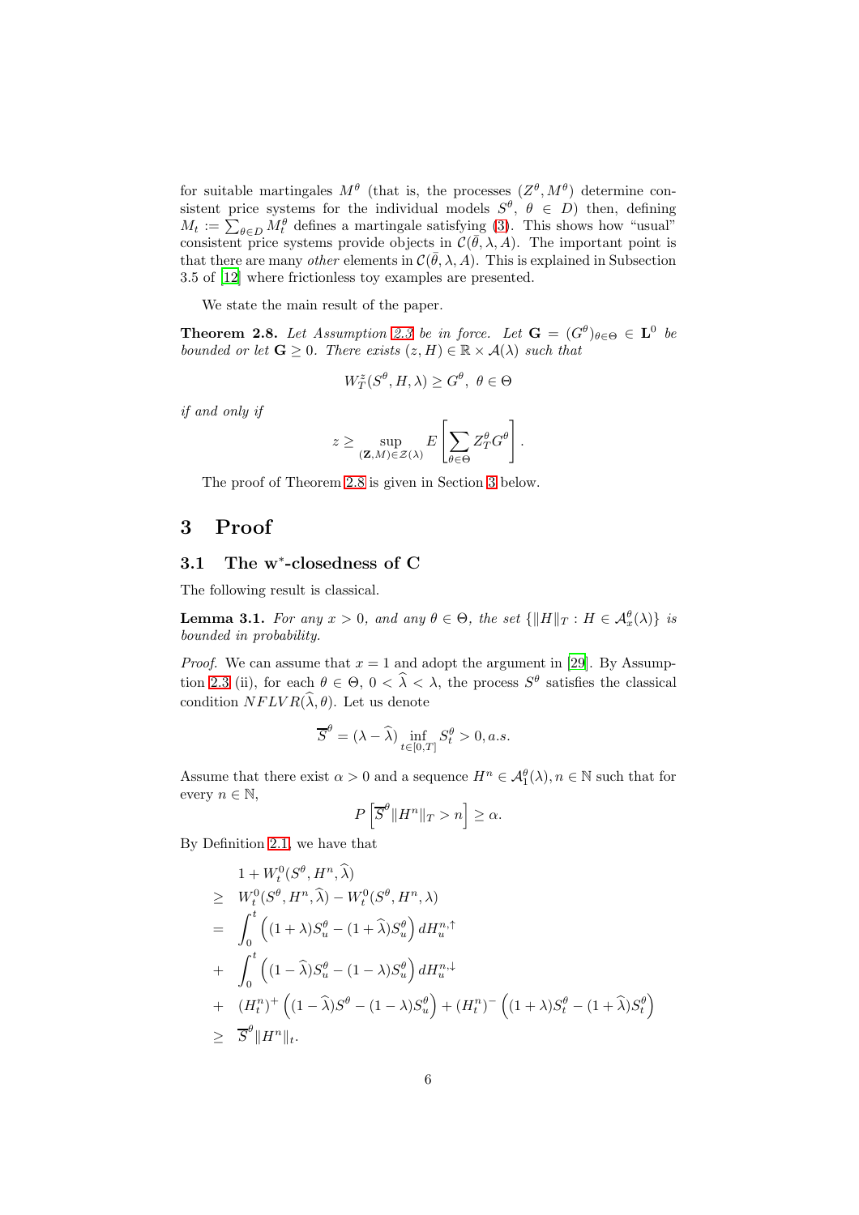for suitable martingales $M^\theta$ (that is, the processes $(Z^\theta, M^\theta)$ determine consistent price systems for the individual models $S^\theta$, $\theta \in D$) then, defining $M_t := \sum_{\theta \in D} M_t^\theta$ defines a martingale satisfying (3). This shows how "usual" consistent price systems provide objects in $\mathcal{C}(\bar{\theta}, \lambda, A)$. The important point is that there are many *other* elements in $\mathcal{C}(\bar{\theta}, \lambda, A)$. This is explained in Subsection 3.5 of [12] where frictionless toy examples are presented.

We state the main result of the paper.

**Theorem 2.8.** *Let Assumption 2.3 be in force. Let $\mathbf{G} = (G^\theta)_{\theta \in \Theta} \in \mathbf{L}^0$ be bounded or let $\mathbf{G} \geq 0$. There exists $(z, H) \in \mathbb{R} \times \mathcal{A}(\lambda)$ such that*

$$W_T^z(S^\theta, H, \lambda) \geq G^\theta, \ \theta \in \Theta$$

*if and only if*

$$z \geq \sup_{(\mathbf{Z}, M) \in \mathcal{Z}(\lambda)} E\left[\sum_{\theta \in \Theta} Z_T^\theta G^\theta\right].$$

The proof of Theorem 2.8 is given in Section 3 below.

# 3 Proof

## 3.1 The w*-closedness of C

The following result is classical.

**Lemma 3.1.** *For any $x > 0$, and any $\theta \in \Theta$, the set $\{\|H\|_T : H \in \mathcal{A}_x^\theta(\lambda)\}$ is bounded in probability.*

*Proof.* We can assume that $x = 1$ and adopt the argument in [29]. By Assumption 2.3 (ii), for each $\theta \in \Theta$, $0 < \widehat{\lambda} < \lambda$, the process $S^\theta$ satisfies the classical condition $NFLVR(\widehat{\lambda}, \theta)$. Let us denote

$$\overline{S}^\theta = (\lambda - \widehat{\lambda}) \inf_{t \in [0,T]} S_t^\theta > 0, a.s.$$

Assume that there exist $\alpha > 0$ and a sequence $H^n \in \mathcal{A}_1^\theta(\lambda), n \in \mathbb{N}$ such that for every $n \in \mathbb{N}$,

$$P\left[\overline{S}^\theta \|H^n\|_T > n\right] \geq \alpha.$$

By Definition 2.1, we have that

$$\begin{aligned}
& 1 + W_t^0(S^\theta, H^n, \widehat{\lambda}) \\
\geq \ & W_t^0(S^\theta, H^n, \widehat{\lambda}) - W_t^0(S^\theta, H^n, \lambda) \\
= \ & \int_0^t \left((1+\lambda)S_u^\theta - (1+\widehat{\lambda})S_u^\theta\right) dH_u^{n,\uparrow} \\
+ \ & \int_0^t \left((1-\widehat{\lambda})S_u^\theta - (1-\lambda)S_u^\theta\right) dH_u^{n,\downarrow} \\
+ \ & (H_t^n)^+ \left((1-\widehat{\lambda})S^\theta - (1-\lambda)S_u^\theta\right) + (H_t^n)^- \left((1+\lambda)S_t^\theta - (1+\widehat{\lambda})S_t^\theta\right) \\
\geq \ & \overline{S}^\theta \|H^n\|_t.
\end{aligned}$$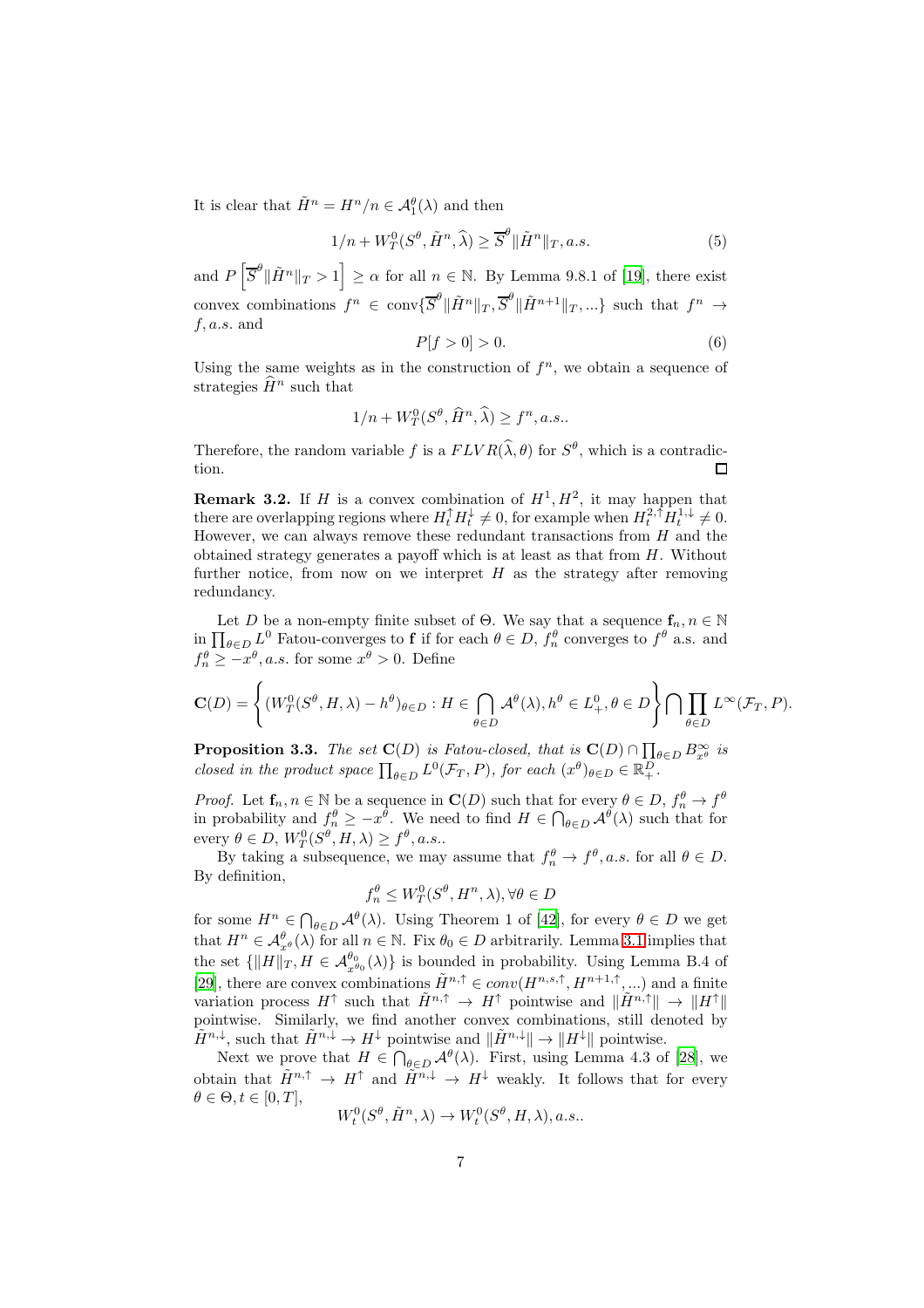It is clear that $\tilde{H}^n = H^n/n \in \mathcal{A}_1^\theta(\lambda)$ and then

$$1/n + W_T^0(S^\theta, \tilde{H}^n, \widehat{\lambda}) \geq \overline{S}^\theta \|\tilde{H}^n\|_T, a.s. \tag{5}$$

and $P\left[\overline{S}^\theta \|\tilde{H}^n\|_T > 1\right] \geq \alpha$ for all $n \in \mathbb{N}$. By Lemma 9.8.1 of [19], there exist convex combinations $f^n \in \text{conv}\{\overline{S}^\theta \|\tilde{H}^n\|_T, \overline{S}^\theta \|\tilde{H}^{n+1}\|_T, ...\}$ such that $f^n \to f, a.s.$ and

$$P[f > 0] > 0. \tag{6}$$

Using the same weights as in the construction of $f^n$, we obtain a sequence of strategies $\widehat{H}^n$ such that

$$1/n + W_T^0(S^\theta, \widehat{H}^n, \widehat{\lambda}) \geq f^n, a.s..$$

Therefore, the random variable $f$ is a $FLVR(\widehat{\lambda}, \theta)$ for $S^\theta$, which is a contradiction. □

**Remark 3.2.** If $H$ is a convex combination of $H^1, H^2$, it may happen that there are overlapping regions where $H_t^\uparrow H_t^\downarrow \neq 0$, for example when $H_t^{2,\uparrow} H_t^{1,\downarrow} \neq 0$. However, we can always remove these redundant transactions from $H$ and the obtained strategy generates a payoff which is at least as that from $H$. Without further notice, from now on we interpret $H$ as the strategy after removing redundancy.

Let $D$ be a non-empty finite subset of $\Theta$. We say that a sequence $\mathbf{f}_n, n \in \mathbb{N}$ in $\prod_{\theta \in D} L^0$ Fatou-converges to $\mathbf{f}$ if for each $\theta \in D$, $f_n^\theta$ converges to $f^\theta$ a.s. and $f_n^\theta \geq -x^\theta, a.s.$ for some $x^\theta > 0$. Define

$$\mathbf{C}(D) = \left\{ (W_T^0(S^\theta, H, \lambda) - h^\theta)_{\theta \in D} : H \in \bigcap_{\theta \in D} \mathcal{A}^\theta(\lambda), h^\theta \in L_+^0, \theta \in D \right\} \bigcap \prod_{\theta \in D} L^\infty(\mathcal{F}_T, P).$$

**Proposition 3.3.** *The set $\mathbf{C}(D)$ is Fatou-closed, that is $\mathbf{C}(D) \cap \prod_{\theta \in D} B_{x^\theta}^\infty$ is closed in the product space $\prod_{\theta \in D} L^0(\mathcal{F}_T, P)$, for each $(x^\theta)_{\theta \in D} \in \mathbb{R}_+^D$.*

*Proof.* Let $\mathbf{f}_n, n \in \mathbb{N}$ be a sequence in $\mathbf{C}(D)$ such that for every $\theta \in D$, $f_n^\theta \to f^\theta$ in probability and $f_n^\theta \geq -x^\theta$. We need to find $H \in \bigcap_{\theta \in D} \mathcal{A}^\theta(\lambda)$ such that for every $\theta \in D$, $W_T^0(S^\theta, H, \lambda) \geq f^\theta, a.s.$.

By taking a subsequence, we may assume that $f_n^\theta \to f^\theta, a.s.$ for all $\theta \in D$. By definition,

$$f_n^\theta \leq W_T^0(S^\theta, H^n, \lambda), \forall \theta \in D$$

for some $H^n \in \bigcap_{\theta \in D} \mathcal{A}^\theta(\lambda)$. Using Theorem 1 of [42], for every $\theta \in D$ we get that $H^n \in \mathcal{A}_{x^\theta}^\theta(\lambda)$ for all $n \in \mathbb{N}$. Fix $\theta_0 \in D$ arbitrarily. Lemma 3.1 implies that the set $\{\|H\|_T, H \in \mathcal{A}_{x^{\theta_0}}^{\theta_0}(\lambda)\}$ is bounded in probability. Using Lemma B.4 of [29], there are convex combinations $\tilde{H}^{n,\uparrow} \in conv(H^{n,s,\uparrow}, H^{n+1,\uparrow}, ...)$ and a finite variation process $H^\uparrow$ such that $\tilde{H}^{n,\uparrow} \to H^\uparrow$ pointwise and $\|\tilde{H}^{n,\uparrow}\| \to \|H^\uparrow\|$ pointwise. Similarly, we find another convex combinations, still denoted by $\tilde{H}^{n,\downarrow}$, such that $\tilde{H}^{n,\downarrow} \to H^\downarrow$ pointwise and $\|\tilde{H}^{n,\downarrow}\| \to \|H^\downarrow\|$ pointwise.

Next we prove that $H \in \bigcap_{\theta \in D} \mathcal{A}^\theta(\lambda)$. First, using Lemma 4.3 of [28], we obtain that $\tilde{H}^{n,\uparrow} \to H^\uparrow$ and $\tilde{H}^{n,\downarrow} \to H^\downarrow$ weakly. It follows that for every $\theta \in \Theta, t \in [0, T]$,

$$W_t^0(S^\theta, \tilde{H}^n, \lambda) \to W_t^0(S^\theta, H, \lambda), a.s..$$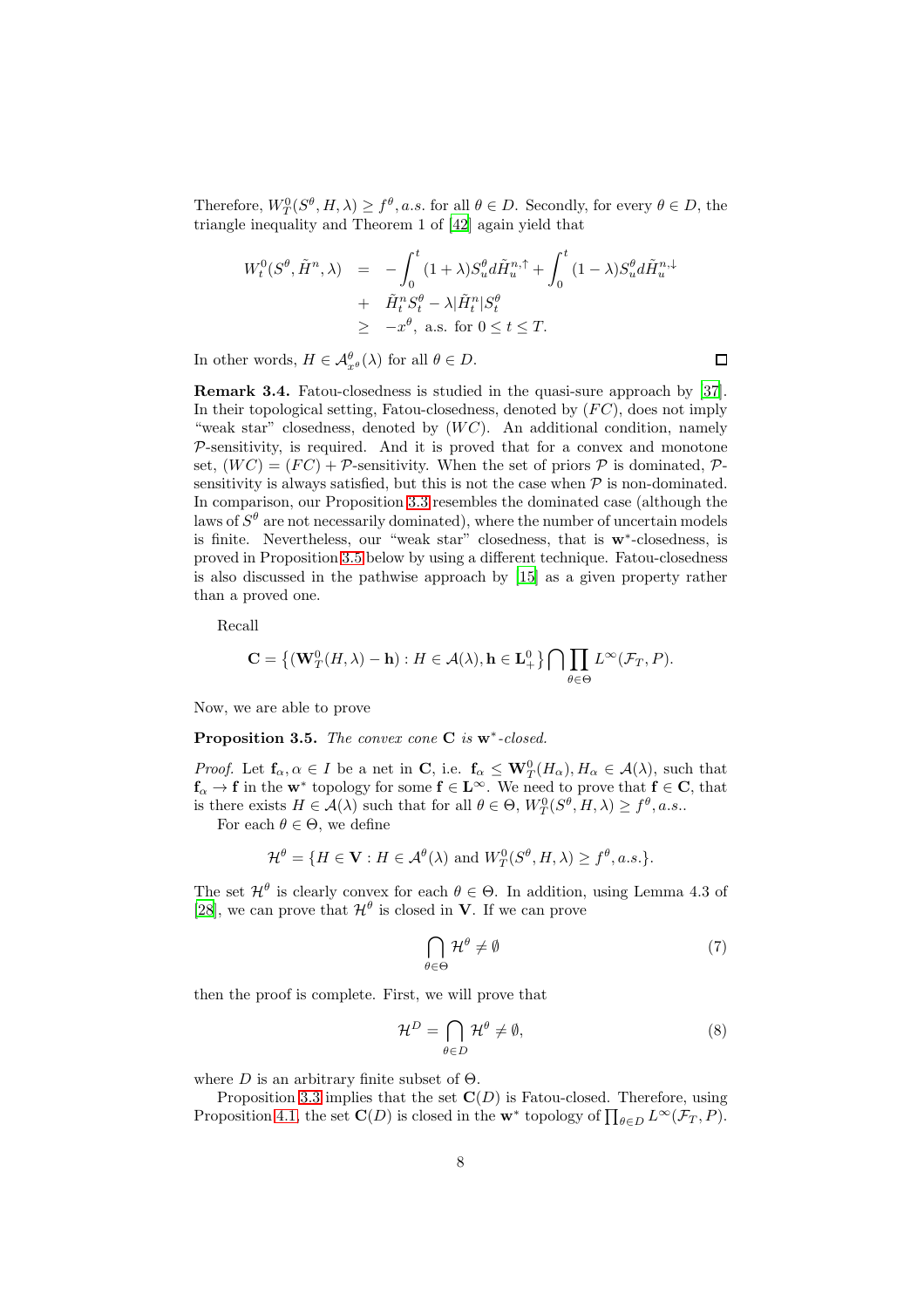Therefore, $W_T^0(S^\theta, H, \lambda) \geq f^\theta, a.s.$ for all $\theta \in D$. Secondly, for every $\theta \in D$, the triangle inequality and Theorem 1 of [42] again yield that

$$
\begin{aligned}
W_t^0(S^\theta, \tilde{H}^n, \lambda) &= -\int_0^t (1+\lambda) S_u^\theta d\tilde{H}_u^{n,\uparrow} + \int_0^t (1-\lambda) S_u^\theta d\tilde{H}_u^{n,\downarrow} \\
&+ \tilde{H}_t^n S_t^\theta - \lambda |\tilde{H}_t^n| S_t^\theta \\
&\geq -x^\theta, \text{ a.s. for } 0 \leq t \leq T.
\end{aligned}
$$

In other words, $H \in \mathcal{A}_{x^\theta}^\theta(\lambda)$ for all $\theta \in D$. ◻

**Remark 3.4.** Fatou-closedness is studied in the quasi-sure approach by [37]. In their topological setting, Fatou-closedness, denoted by $(FC)$, does not imply "weak star" closedness, denoted by $(WC)$. An additional condition, namely $\mathcal{P}$-sensitivity, is required. And it is proved that for a convex and monotone set, $(WC) = (FC) + \mathcal{P}$-sensitivity. When the set of priors $\mathcal{P}$ is dominated, $\mathcal{P}$-sensitivity is always satisfied, but this is not the case when $\mathcal{P}$ is non-dominated. In comparison, our Proposition 3.3 resembles the dominated case (although the laws of $S^\theta$ are not necessarily dominated), where the number of uncertain models is finite. Nevertheless, our "weak star" closedness, that is $\mathbf{w}^*$-closedness, is proved in Proposition 3.5 below by using a different technique. Fatou-closedness is also discussed in the pathwise approach by [15] as a given property rather than a proved one.

Recall

$$
\mathbf{C} = \left\{ (\mathbf{W}_T^0(H, \lambda) - \mathbf{h}) : H \in \mathcal{A}(\lambda), \mathbf{h} \in \mathbf{L}_+^0 \right\} \bigcap \prod_{\theta \in \Theta} L^\infty(\mathcal{F}_T, P).
$$

Now, we are able to prove

**Proposition 3.5.** *The convex cone* $\mathbf{C}$ *is* $\mathbf{w}^*$*-closed.*

*Proof.* Let $\mathbf{f}_\alpha, \alpha \in I$ be a net in $\mathbf{C}$, i.e. $\mathbf{f}_\alpha \leq \mathbf{W}_T^0(H_\alpha), H_\alpha \in \mathcal{A}(\lambda)$, such that $\mathbf{f}_\alpha \to \mathbf{f}$ in the $\mathbf{w}^*$ topology for some $\mathbf{f} \in \mathbf{L}^\infty$. We need to prove that $\mathbf{f} \in \mathbf{C}$, that is there exists $H \in \mathcal{A}(\lambda)$ such that for all $\theta \in \Theta$, $W_T^0(S^\theta, H, \lambda) \geq f^\theta, a.s.$.

For each $\theta \in \Theta$, we define

$$
\mathcal{H}^\theta = \{ H \in \mathbf{V} : H \in \mathcal{A}^\theta(\lambda) \text{ and } W_T^0(S^\theta, H, \lambda) \geq f^\theta, a.s. \}.
$$

The set $\mathcal{H}^\theta$ is clearly convex for each $\theta \in \Theta$. In addition, using Lemma 4.3 of [28], we can prove that $\mathcal{H}^\theta$ is closed in $\mathbf{V}$. If we can prove

$$
\bigcap_{\theta \in \Theta} \mathcal{H}^\theta \neq \emptyset \tag{7}
$$

then the proof is complete. First, we will prove that

$$
\mathcal{H}^D = \bigcap_{\theta \in D} \mathcal{H}^\theta \neq \emptyset, \tag{8}
$$

where $D$ is an arbitrary finite subset of $\Theta$.

Proposition 3.3 implies that the set $\mathbf{C}(D)$ is Fatou-closed. Therefore, using Proposition 4.1, the set $\mathbf{C}(D)$ is closed in the $\mathbf{w}^*$ topology of $\prod_{\theta \in D} L^\infty(\mathcal{F}_T, P)$.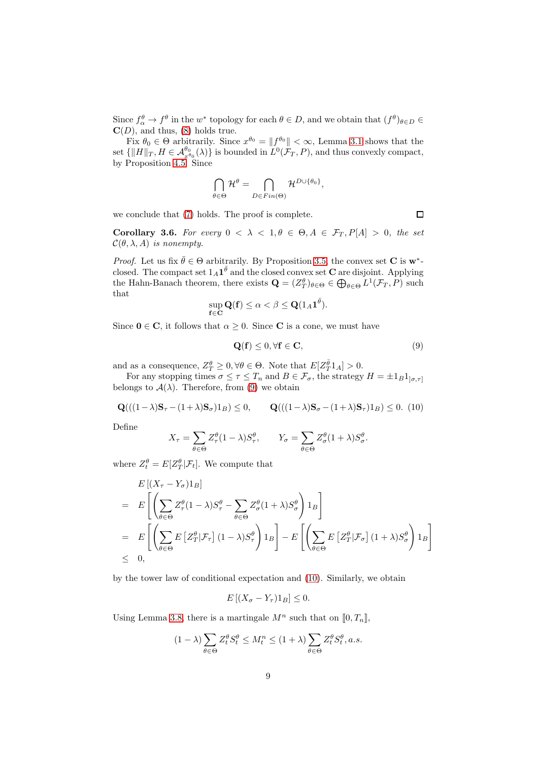Since $f^\theta_\alpha \to f^\theta$ in the $w^*$ topology for each $\theta \in D$, and we obtain that $(f^\theta)_{\theta\in D} \in \mathbf{C}(D)$, and thus, (8) holds true.

Fix $\theta_0 \in \Theta$ arbitrarily. Since $x^{\theta_0} = \|f^{\theta_0}\| < \infty$, Lemma 3.1 shows that the set $\{\|H\|_T, H \in \mathcal{A}^{\theta_0}_{x^{\theta_0}}(\lambda)\}$ is bounded in $L^0(\mathcal{F}_T, P)$, and thus convexly compact, by Proposition 4.5. Since

$$\bigcap_{\theta\in\Theta} \mathcal{H}^\theta = \bigcap_{D\in Fin(\Theta)} \mathcal{H}^{D\cup\{\theta_0\}},$$

we conclude that (7) holds. The proof is complete. □

**Corollary 3.6.** *For every $0 < \lambda < 1, \theta \in \Theta, A \in \mathcal{F}_T, P[A] > 0$, the set $\mathcal{C}(\theta, \lambda, A)$ is nonempty.*

*Proof.* Let us fix $\bar{\theta} \in \Theta$ arbitrarily. By Proposition 3.5, the convex set $\mathbf{C}$ is $\mathbf{w}^*$-closed. The compact set $1_A\mathbf{1}^{\bar{\theta}}$ and the closed convex set $\mathbf{C}$ are disjoint. Applying the Hahn-Banach theorem, there exists $\mathbf{Q} = (Z^\theta_T)_{\theta\in\Theta} \in \bigoplus_{\theta\in\Theta} L^1(\mathcal{F}_T, P)$ such that

$$\sup_{\mathbf{f}\in\mathbf{C}} \mathbf{Q}(\mathbf{f}) \le \alpha < \beta \le \mathbf{Q}(1_A\mathbf{1}^{\bar{\theta}}).$$

Since $\mathbf{0} \in \mathbf{C}$, it follows that $\alpha \ge 0$. Since $\mathbf{C}$ is a cone, we must have

$$\mathbf{Q}(\mathbf{f}) \le 0, \forall \mathbf{f} \in \mathbf{C}, \tag{9}$$

and as a consequence, $Z^\theta_T \ge 0, \forall\theta \in \Theta$. Note that $E[Z^{\bar{\theta}}_T 1_A] > 0$.

For any stopping times $\sigma \le \tau \le T_n$ and $B \in \mathcal{F}_\sigma$, the strategy $H = \pm 1_B 1_{]\sigma,\tau]}$ belongs to $\mathcal{A}(\lambda)$. Therefore, from (9) we obtain

$$\mathbf{Q}(((1-\lambda)\mathbf{S}_\tau - (1+\lambda)\mathbf{S}_\sigma)1_B) \le 0, \qquad \mathbf{Q}(((1-\lambda)\mathbf{S}_\sigma - (1+\lambda)\mathbf{S}_\tau)1_B) \le 0. \tag{10}$$

Define

$$X_\tau = \sum_{\theta\in\Theta} Z^\theta_\tau (1-\lambda) S^\theta_\tau, \qquad Y_\sigma = \sum_{\theta\in\Theta} Z^\theta_\sigma (1+\lambda) S^\theta_\sigma.$$

where $Z^\theta_t = E[Z^\theta_T|\mathcal{F}_t]$. We compute that

$$\begin{aligned}
& E\left[(X_\tau - Y_\sigma)1_B\right] \\
= \;& E\left[\left(\sum_{\theta\in\Theta} Z^\theta_\tau (1-\lambda) S^\theta_\tau - \sum_{\theta\in\Theta} Z^\theta_\sigma (1+\lambda) S^\theta_\sigma\right) 1_B\right] \\
= \;& E\left[\left(\sum_{\theta\in\Theta} E\left[Z^\theta_T|\mathcal{F}_\tau\right](1-\lambda) S^\theta_\tau\right) 1_B\right] - E\left[\left(\sum_{\theta\in\Theta} E\left[Z^\theta_T|\mathcal{F}_\sigma\right](1+\lambda) S^\theta_\sigma\right) 1_B\right] \\
\le \;& 0,
\end{aligned}$$

by the tower law of conditional expectation and (10). Similarly, we obtain

$$E\left[(X_\sigma - Y_\tau)1_B\right] \le 0.$$

Using Lemma 3.8, there is a martingale $M^n$ such that on $[\![0, T_n]\!]$,

$$(1-\lambda)\sum_{\theta\in\Theta} Z^\theta_t S^\theta_t \le M^n_t \le (1+\lambda)\sum_{\theta\in\Theta} Z^\theta_t S^\theta_t, a.s.$$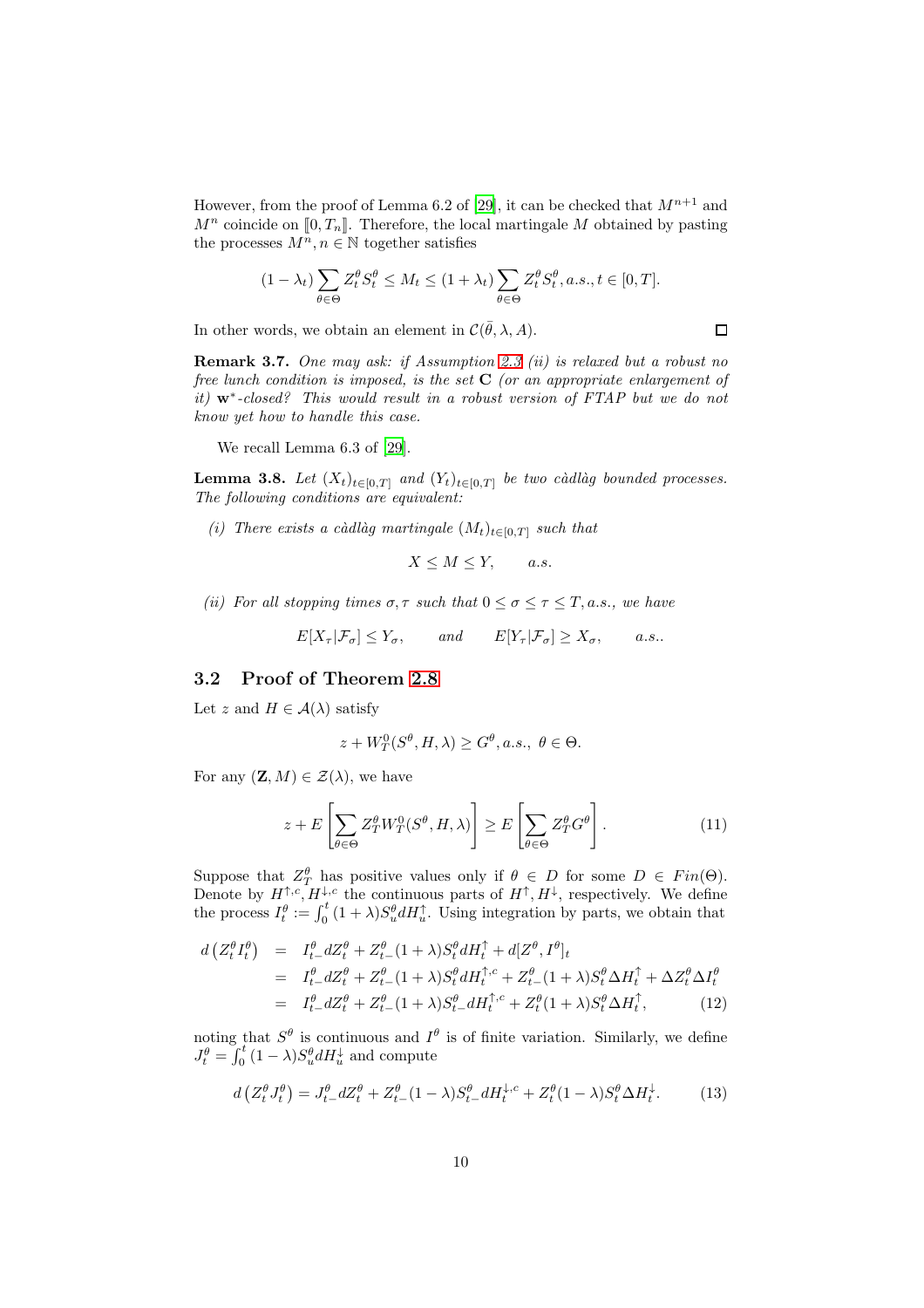However, from the proof of Lemma 6.2 of [29], it can be checked that $M^{n+1}$ and $M^n$ coincide on $[\![0, T_n]\!]$. Therefore, the local martingale $M$ obtained by pasting the processes $M^n, n \in \mathbb{N}$ together satisfies

$$(1-\lambda_t)\sum_{\theta\in\Theta} Z_t^\theta S_t^\theta \le M_t \le (1+\lambda_t)\sum_{\theta\in\Theta} Z_t^\theta S_t^\theta, a.s., t \in [0,T].$$

In other words, we obtain an element in $\mathcal{C}(\bar{\theta}, \lambda, A)$. □

**Remark 3.7.** *One may ask: if Assumption 2.3 (ii) is relaxed but a robust no free lunch condition is imposed, is the set* $\mathbf{C}$ *(or an appropriate enlargement of it)* $\mathbf{w}^*$*-closed? This would result in a robust version of FTAP but we do not know yet how to handle this case.*

We recall Lemma 6.3 of [29].

**Lemma 3.8.** *Let $(X_t)_{t\in[0,T]}$ and $(Y_t)_{t\in[0,T]}$ be two càdlàg bounded processes. The following conditions are equivalent:*

*(i) There exists a càdlàg martingale $(M_t)_{t\in[0,T]}$ such that*

$$X \le M \le Y, \qquad a.s.$$

*(ii) For all stopping times $\sigma, \tau$ such that $0 \le \sigma \le \tau \le T, a.s.$, we have*

$$E[X_\tau|\mathcal{F}_\sigma] \le Y_\sigma, \qquad and \qquad E[Y_\tau|\mathcal{F}_\sigma] \ge X_\sigma, \qquad a.s..$$

## 3.2 Proof of Theorem 2.8

Let $z$ and $H \in \mathcal{A}(\lambda)$ satisfy

$$z + W_T^0(S^\theta, H, \lambda) \ge G^\theta, a.s.,\ \theta \in \Theta.$$

For any $(\mathbf{Z}, M) \in \mathcal{Z}(\lambda)$, we have

$$z + E\left[\sum_{\theta\in\Theta} Z_T^\theta W_T^0(S^\theta, H, \lambda)\right] \ge E\left[\sum_{\theta\in\Theta} Z_T^\theta G^\theta\right]. \tag{11}$$

Suppose that $Z_T^\theta$ has positive values only if $\theta \in D$ for some $D \in Fin(\Theta)$. Denote by $H^{\uparrow,c}, H^{\downarrow,c}$ the continuous parts of $H^\uparrow, H^\downarrow$, respectively. We define the process $I_t^\theta := \int_0^t (1+\lambda)S_u^\theta dH_u^\uparrow$. Using integration by parts, we obtain that

$$\begin{aligned}
d\left(Z_t^\theta I_t^\theta\right) &= I_{t-}^\theta dZ_t^\theta + Z_{t-}^\theta(1+\lambda)S_t^\theta dH_t^\uparrow + d[Z^\theta, I^\theta]_t \\
&= I_{t-}^\theta dZ_t^\theta + Z_{t-}^\theta(1+\lambda)S_t^\theta dH_t^{\uparrow,c} + Z_{t-}^\theta(1+\lambda)S_t^\theta \Delta H_t^\uparrow + \Delta Z_t^\theta \Delta I_t^\theta \\
&= I_{t-}^\theta dZ_t^\theta + Z_{t-}^\theta(1+\lambda)S_{t-}^\theta dH_t^{\uparrow,c} + Z_t^\theta(1+\lambda)S_t^\theta \Delta H_t^\uparrow,
\end{aligned} \tag{12}$$

noting that $S^\theta$ is continuous and $I^\theta$ is of finite variation. Similarly, we define $J_t^\theta = \int_0^t (1-\lambda)S_u^\theta dH_u^\downarrow$ and compute

$$d\left(Z_t^\theta J_t^\theta\right) = J_{t-}^\theta dZ_t^\theta + Z_{t-}^\theta(1-\lambda)S_{t-}^\theta dH_t^{\downarrow,c} + Z_t^\theta(1-\lambda)S_t^\theta \Delta H_t^\downarrow. \tag{13}$$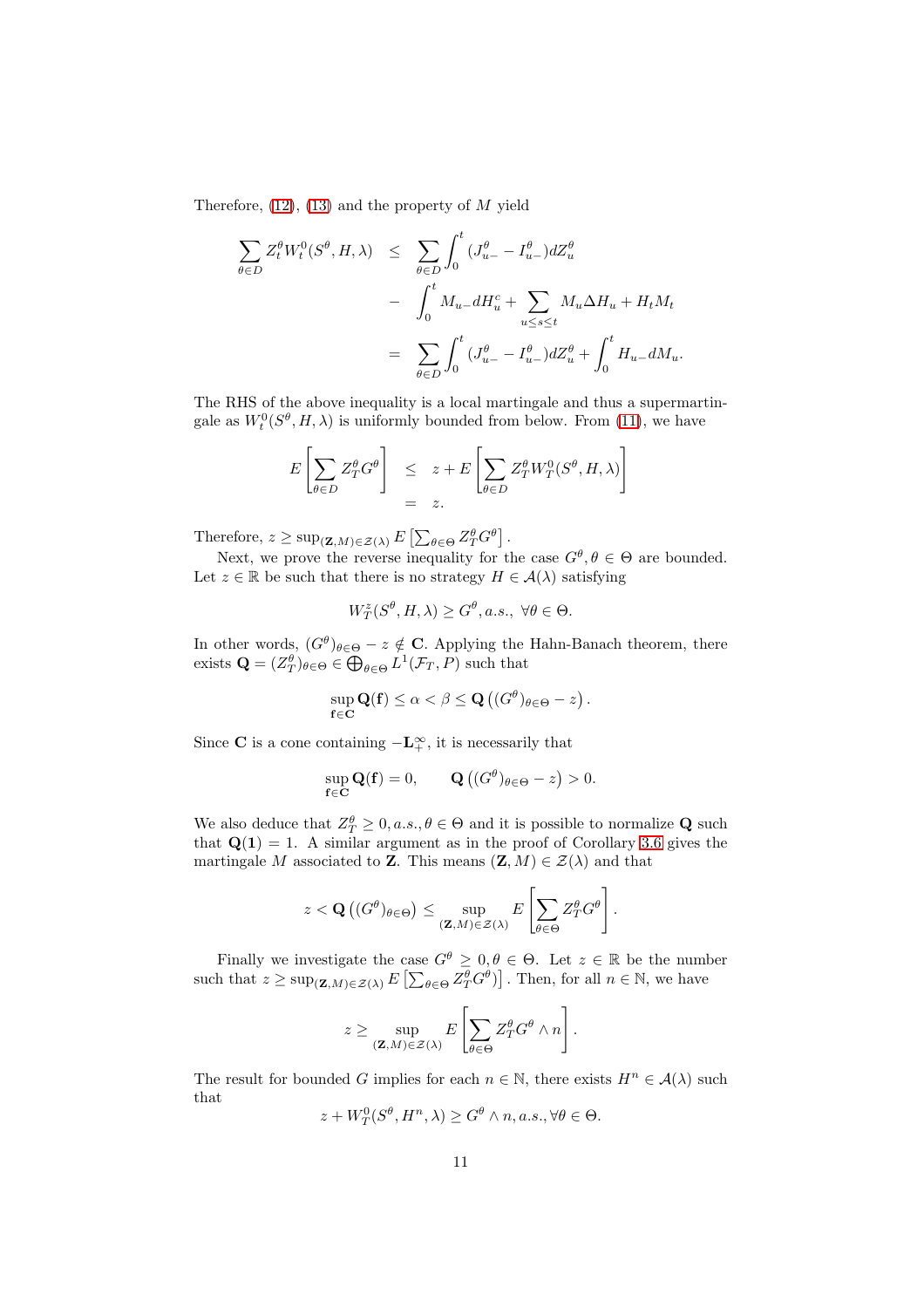Therefore, (12), (13) and the property of $M$ yield

$$
\begin{aligned}
\sum_{\theta\in D} Z_t^\theta W_t^0(S^\theta, H, \lambda) &\leq \sum_{\theta\in D}\int_0^t (J_{u-}^\theta - I_{u-}^\theta) dZ_u^\theta \\
&\quad - \int_0^t M_{u-} dH_u^c + \sum_{u\leq s\leq t} M_u \Delta H_u + H_t M_t \\
&= \sum_{\theta\in D}\int_0^t (J_{u-}^\theta - I_{u-}^\theta) dZ_u^\theta + \int_0^t H_{u-} dM_u.
\end{aligned}
$$

The RHS of the above inequality is a local martingale and thus a supermartingale as $W_t^0(S^\theta, H, \lambda)$ is uniformly bounded from below. From (11), we have

$$
\begin{aligned}
E\left[\sum_{\theta\in D} Z_T^\theta G^\theta\right] &\leq z + E\left[\sum_{\theta\in D} Z_T^\theta W_T^0(S^\theta, H, \lambda)\right] \\
&= z.
\end{aligned}
$$

Therefore, $z \geq \sup_{(\mathbf{Z},M)\in\mathcal{Z}(\lambda)} E\left[\sum_{\theta\in\Theta} Z_T^\theta G^\theta\right]$.

Next, we prove the reverse inequality for the case $G^\theta, \theta\in\Theta$ are bounded. Let $z\in\mathbb{R}$ be such that there is no strategy $H\in\mathcal{A}(\lambda)$ satisfying

$$
W_T^z(S^\theta, H, \lambda) \geq G^\theta, a.s., \ \forall\theta\in\Theta.
$$

In other words, $(G^\theta)_{\theta\in\Theta} - z \notin \mathbf{C}$. Applying the Hahn-Banach theorem, there exists $\mathbf{Q} = (Z_T^\theta)_{\theta\in\Theta} \in \bigoplus_{\theta\in\Theta} L^1(\mathcal{F}_T, P)$ such that

$$
\sup_{\mathbf{f}\in\mathbf{C}} \mathbf{Q}(\mathbf{f}) \leq \alpha < \beta \leq \mathbf{Q}\left((G^\theta)_{\theta\in\Theta} - z\right).
$$

Since $\mathbf{C}$ is a cone containing $-\mathbf{L}_+^\infty$, it is necessarily that

$$
\sup_{\mathbf{f}\in\mathbf{C}} \mathbf{Q}(\mathbf{f}) = 0, \qquad \mathbf{Q}\left((G^\theta)_{\theta\in\Theta} - z\right) > 0.
$$

We also deduce that $Z_T^\theta \geq 0, a.s., \theta\in\Theta$ and it is possible to normalize $\mathbf{Q}$ such that $\mathbf{Q}(\mathbf{1}) = 1$. A similar argument as in the proof of Corollary 3.6 gives the martingale $M$ associated to $\mathbf{Z}$. This means $(\mathbf{Z}, M)\in\mathcal{Z}(\lambda)$ and that

$$
z < \mathbf{Q}\left((G^\theta)_{\theta\in\Theta}\right) \leq \sup_{(\mathbf{Z},M)\in\mathcal{Z}(\lambda)} E\left[\sum_{\theta\in\Theta} Z_T^\theta G^\theta\right].
$$

Finally we investigate the case $G^\theta \geq 0, \theta\in\Theta$. Let $z\in\mathbb{R}$ be the number such that $z \geq \sup_{(\mathbf{Z},M)\in\mathcal{Z}(\lambda)} E\left[\sum_{\theta\in\Theta} Z_T^\theta G^\theta)\right]$. Then, for all $n\in\mathbb{N}$, we have

$$
z \geq \sup_{(\mathbf{Z},M)\in\mathcal{Z}(\lambda)} E\left[\sum_{\theta\in\Theta} Z_T^\theta G^\theta \wedge n\right].
$$

The result for bounded $G$ implies for each $n\in\mathbb{N}$, there exists $H^n\in\mathcal{A}(\lambda)$ such that

$$
z + W_T^0(S^\theta, H^n, \lambda) \geq G^\theta \wedge n, a.s., \forall\theta\in\Theta.
$$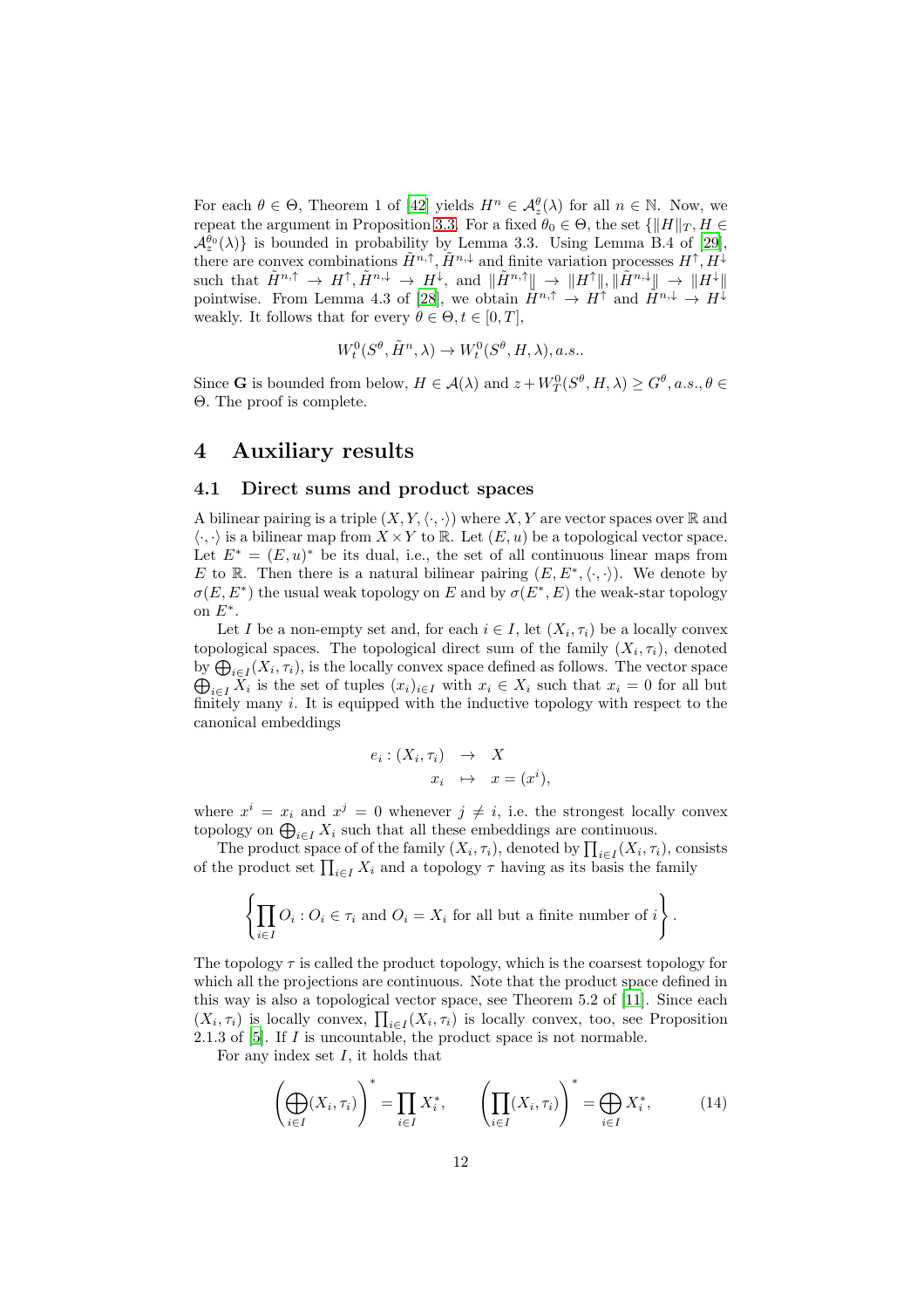For each $\theta \in \Theta$, Theorem 1 of [42] yields $H^n \in \mathcal{A}_z^\theta(\lambda)$ for all $n \in \mathbb{N}$. Now, we repeat the argument in Proposition 3.3. For a fixed $\theta_0 \in \Theta$, the set $\{\|H\|_T, H \in \mathcal{A}_z^{\theta_0}(\lambda)\}$ is bounded in probability by Lemma 3.3. Using Lemma B.4 of [29], there are convex combinations $\tilde{H}^{n,\uparrow}, \tilde{H}^{n,\downarrow}$ and finite variation processes $H^\uparrow, H^\downarrow$ such that $\tilde{H}^{n,\uparrow} \to H^\uparrow, \tilde{H}^{n,\downarrow} \to H^\downarrow$, and $\|\tilde{H}^{n,\uparrow}\| \to \|H^\uparrow\|, \|\tilde{H}^{n,\downarrow}\| \to \|H^\downarrow\|$ pointwise. From Lemma 4.3 of [28], we obtain $H^{n,\uparrow} \to H^\uparrow$ and $H^{n,\downarrow} \to H^\downarrow$ weakly. It follows that for every $\theta \in \Theta, t \in [0,T]$,

$$W_t^0(S^\theta, \tilde{H}^n, \lambda) \to W_t^0(S^\theta, H, \lambda), a.s..$$

Since $\mathbf{G}$ is bounded from below, $H \in \mathcal{A}(\lambda)$ and $z + W_T^0(S^\theta, H, \lambda) \geq G^\theta, a.s., \theta \in \Theta$. The proof is complete.

# 4 Auxiliary results

## 4.1 Direct sums and product spaces

A bilinear pairing is a triple $(X, Y, \langle \cdot, \cdot \rangle)$ where $X, Y$ are vector spaces over $\mathbb{R}$ and $\langle \cdot, \cdot \rangle$ is a bilinear map from $X \times Y$ to $\mathbb{R}$. Let $(E, u)$ be a topological vector space. Let $E^* = (E, u)^*$ be its dual, i.e., the set of all continuous linear maps from $E$ to $\mathbb{R}$. Then there is a natural bilinear pairing $(E, E^*, \langle \cdot, \cdot \rangle)$. We denote by $\sigma(E, E^*)$ the usual weak topology on $E$ and by $\sigma(E^*, E)$ the weak-star topology on $E^*$.

Let $I$ be a non-empty set and, for each $i \in I$, let $(X_i, \tau_i)$ be a locally convex topological spaces. The topological direct sum of the family $(X_i, \tau_i)$, denoted by $\bigoplus_{i \in I}(X_i, \tau_i)$, is the locally convex space defined as follows. The vector space $\bigoplus_{i \in I} X_i$ is the set of tuples $(x_i)_{i \in I}$ with $x_i \in X_i$ such that $x_i = 0$ for all but finitely many $i$. It is equipped with the inductive topology with respect to the canonical embeddings

$$\begin{aligned} e_i : (X_i, \tau_i) &\to X \\ x_i &\mapsto x = (x^i), \end{aligned}$$

where $x^i = x_i$ and $x^j = 0$ whenever $j \neq i$, i.e. the strongest locally convex topology on $\bigoplus_{i \in I} X_i$ such that all these embeddings are continuous.

The product space of of the family $(X_i, \tau_i)$, denoted by $\prod_{i \in I}(X_i, \tau_i)$, consists of the product set $\prod_{i \in I} X_i$ and a topology $\tau$ having as its basis the family

$$\left\{ \prod_{i \in I} O_i : O_i \in \tau_i \text{ and } O_i = X_i \text{ for all but a finite number of } i \right\}.$$

The topology $\tau$ is called the product topology, which is the coarsest topology for which all the projections are continuous. Note that the product space defined in this way is also a topological vector space, see Theorem 5.2 of [11]. Since each $(X_i, \tau_i)$ is locally convex, $\prod_{i \in I}(X_i, \tau_i)$ is locally convex, too, see Proposition 2.1.3 of [5]. If $I$ is uncountable, the product space is not normable.

For any index set $I$, it holds that

$$\left( \bigoplus_{i \in I} (X_i, \tau_i) \right)^* = \prod_{i \in I} X_i^*, \qquad \left( \prod_{i \in I} (X_i, \tau_i) \right)^* = \bigoplus_{i \in I} X_i^*, \tag{14}$$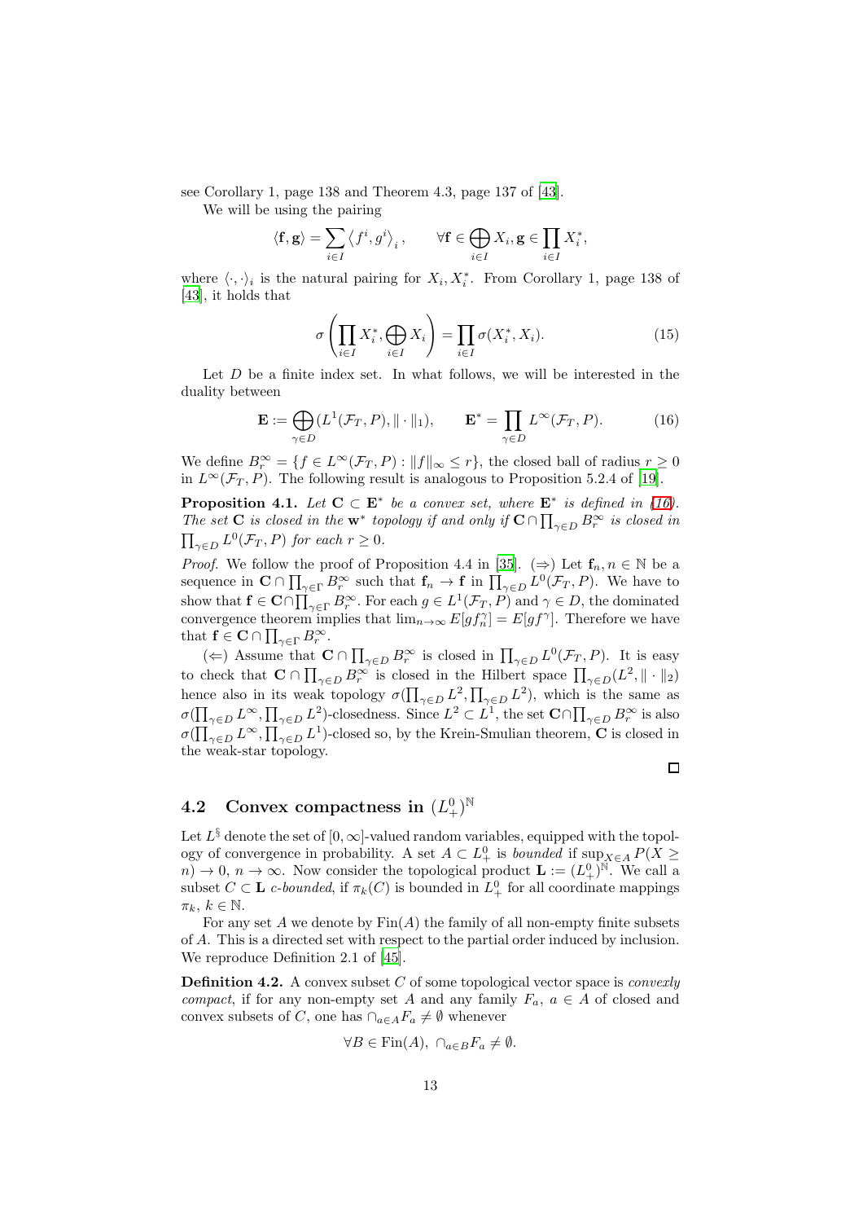see Corollary 1, page 138 and Theorem 4.3, page 137 of [43].

We will be using the pairing

$$\langle \mathbf{f}, \mathbf{g} \rangle = \sum_{i \in I} \langle f^i, g^i \rangle_i, \qquad \forall \mathbf{f} \in \bigoplus_{i \in I} X_i, \mathbf{g} \in \prod_{i \in I} X_i^*,$$

where $\langle \cdot, \cdot \rangle_i$ is the natural pairing for $X_i, X_i^*$. From Corollary 1, page 138 of [43], it holds that

$$\sigma\left(\prod_{i \in I} X_i^*, \bigoplus_{i \in I} X_i\right) = \prod_{i \in I} \sigma(X_i^*, X_i). \tag{15}$$

Let $D$ be a finite index set. In what follows, we will be interested in the duality between

$$\mathbf{E} := \bigoplus_{\gamma \in D} (L^1(\mathcal{F}_T, P), \|\cdot\|_1), \qquad \mathbf{E}^* = \prod_{\gamma \in D} L^\infty(\mathcal{F}_T, P). \tag{16}$$

We define $B_r^\infty = \{f \in L^\infty(\mathcal{F}_T, P) : \|f\|_\infty \leq r\}$, the closed ball of radius $r \geq 0$ in $L^\infty(\mathcal{F}_T, P)$. The following result is analogous to Proposition 5.2.4 of [19].

**Proposition 4.1.** *Let $\mathbf{C} \subset \mathbf{E}^*$ be a convex set, where $\mathbf{E}^*$ is defined in (16). The set $\mathbf{C}$ is closed in the $\mathbf{w}^*$ topology if and only if $\mathbf{C} \cap \prod_{\gamma \in D} B_r^\infty$ is closed in $\prod_{\gamma \in D} L^0(\mathcal{F}_T, P)$ for each $r \geq 0$.*

*Proof.* We follow the proof of Proposition 4.4 in [35]. ($\Rightarrow$) Let $\mathbf{f}_n, n \in \mathbb{N}$ be a sequence in $\mathbf{C} \cap \prod_{\gamma \in \Gamma} B_r^\infty$ such that $\mathbf{f}_n \to \mathbf{f}$ in $\prod_{\gamma \in D} L^0(\mathcal{F}_T, P)$. We have to show that $\mathbf{f} \in \mathbf{C} \cap \prod_{\gamma \in \Gamma} B_r^\infty$. For each $g \in L^1(\mathcal{F}_T, P)$ and $\gamma \in D$, the dominated convergence theorem implies that $\lim_{n \to \infty} E[g f_n^\gamma] = E[g f^\gamma]$. Therefore we have that $\mathbf{f} \in \mathbf{C} \cap \prod_{\gamma \in \Gamma} B_r^\infty$.

($\Leftarrow$) Assume that $\mathbf{C} \cap \prod_{\gamma \in D} B_r^\infty$ is closed in $\prod_{\gamma \in D} L^0(\mathcal{F}_T, P)$. It is easy to check that $\mathbf{C} \cap \prod_{\gamma \in D} B_r^\infty$ is closed in the Hilbert space $\prod_{\gamma \in D} (L^2, \|\cdot\|_2)$ hence also in its weak topology $\sigma(\prod_{\gamma \in D} L^2, \prod_{\gamma \in D} L^2)$, which is the same as $\sigma(\prod_{\gamma \in D} L^\infty, \prod_{\gamma \in D} L^2)$-closedness. Since $L^2 \subset L^1$, the set $\mathbf{C} \cap \prod_{\gamma \in D} B_r^\infty$ is also $\sigma(\prod_{\gamma \in D} L^\infty, \prod_{\gamma \in D} L^1)$-closed so, by the Krein-Smulian theorem, $\mathbf{C}$ is closed in the weak-star topology.

□

## 4.2 Convex compactness in $(L_+^0)^{\mathbb{N}}$

Let $L^\S$ denote the set of $[0, \infty]$-valued random variables, equipped with the topology of convergence in probability. A set $A \subset L_+^0$ is *bounded* if $\sup_{X \in A} P(X \geq n) \to 0$, $n \to \infty$. Now consider the topological product $\mathbf{L} := (L_+^0)^{\mathbb{N}}$. We call a subset $C \subset \mathbf{L}$ *c-bounded*, if $\pi_k(C)$ is bounded in $L_+^0$ for all coordinate mappings $\pi_k$, $k \in \mathbb{N}$.

For any set $A$ we denote by $\text{Fin}(A)$ the family of all non-empty finite subsets of $A$. This is a directed set with respect to the partial order induced by inclusion. We reproduce Definition 2.1 of [45].

**Definition 4.2.** A convex subset $C$ of some topological vector space is *convexly compact*, if for any non-empty set $A$ and any family $F_a$, $a \in A$ of closed and convex subsets of $C$, one has $\cap_{a \in A} F_a \neq \emptyset$ whenever

$$\forall B \in \text{Fin}(A), \ \cap_{a \in B} F_a \neq \emptyset.$$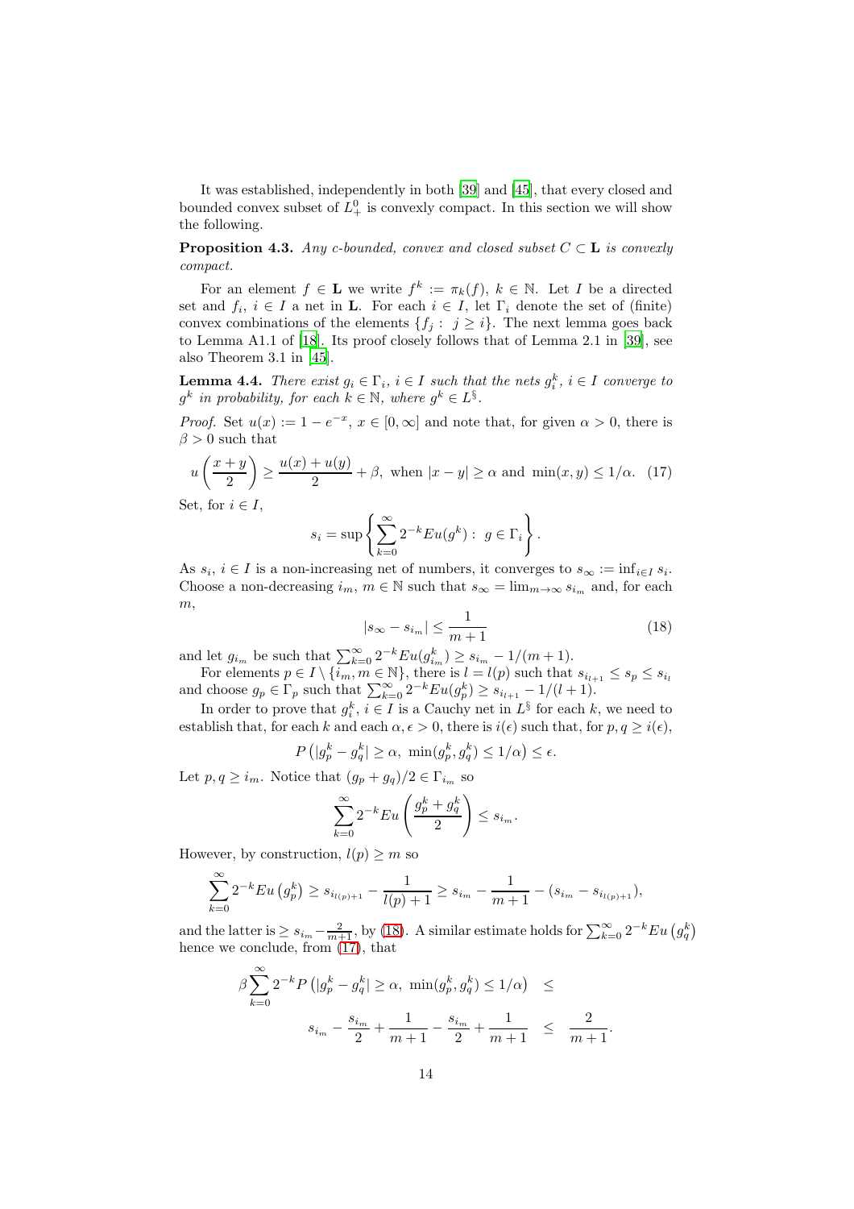It was established, independently in both [39] and [45], that every closed and bounded convex subset of $L^0_+$ is convexly compact. In this section we will show the following.

**Proposition 4.3.** *Any c-bounded, convex and closed subset $C \subset \mathbf{L}$ is convexly compact.*

For an element $f \in \mathbf{L}$ we write $f^k := \pi_k(f)$, $k \in \mathbb{N}$. Let $I$ be a directed set and $f_i$, $i \in I$ a net in $\mathbf{L}$. For each $i \in I$, let $\Gamma_i$ denote the set of (finite) convex combinations of the elements $\{f_j : j \geq i\}$. The next lemma goes back to Lemma A1.1 of [18]. Its proof closely follows that of Lemma 2.1 in [39], see also Theorem 3.1 in [45].

**Lemma 4.4.** *There exist $g_i \in \Gamma_i$, $i \in I$ such that the nets $g^k_i$, $i \in I$ converge to $g^k$ in probability, for each $k \in \mathbb{N}$, where $g^k \in L^{\S}$.*

*Proof.* Set $u(x) := 1 - e^{-x}$, $x \in [0, \infty]$ and note that, for given $\alpha > 0$, there is $\beta > 0$ such that

$$u\left(\frac{x+y}{2}\right) \geq \frac{u(x) + u(y)}{2} + \beta, \text{ when } |x - y| \geq \alpha \text{ and } \min(x, y) \leq 1/\alpha. \quad (17)$$

Set, for $i \in I$,

$$s_i = \sup\left\{\sum_{k=0}^{\infty} 2^{-k} Eu(g^k) : g \in \Gamma_i\right\}.$$

As $s_i$, $i \in I$ is a non-increasing net of numbers, it converges to $s_\infty := \inf_{i \in I} s_i$. Choose a non-decreasing $i_m$, $m \in \mathbb{N}$ such that $s_\infty = \lim_{m\to\infty} s_{i_m}$ and, for each $m$,

$$|s_\infty - s_{i_m}| \leq \frac{1}{m+1} \quad (18)$$

and let $g_{i_m}$ be such that $\sum_{k=0}^{\infty} 2^{-k} Eu(g^k_{i_m}) \geq s_{i_m} - 1/(m+1)$.

For elements $p \in I \setminus \{i_m, m \in \mathbb{N}\}$, there is $l = l(p)$ such that $s_{i_{l+1}} \leq s_p \leq s_{i_l}$ and choose $g_p \in \Gamma_p$ such that $\sum_{k=0}^{\infty} 2^{-k} Eu(g^k_p) \geq s_{i_{l+1}} - 1/(l+1)$.

In order to prove that $g^k_i$, $i \in I$ is a Cauchy net in $L^{\S}$ for each $k$, we need to establish that, for each $k$ and each $\alpha, \epsilon > 0$, there is $i(\epsilon)$ such that, for $p, q \geq i(\epsilon)$,

$$P\left(|g^k_p - g^k_q| \geq \alpha,\ \min(g^k_p, g^k_q) \leq 1/\alpha\right) \leq \epsilon.$$

Let $p, q \geq i_m$. Notice that $(g_p + g_q)/2 \in \Gamma_{i_m}$ so

$$\sum_{k=0}^{\infty} 2^{-k} Eu\left(\frac{g^k_p + g^k_q}{2}\right) \leq s_{i_m}.$$

However, by construction, $l(p) \geq m$ so

$$\sum_{k=0}^{\infty} 2^{-k} Eu\left(g^k_p\right) \geq s_{i_{l(p)+1}} - \frac{1}{l(p)+1} \geq s_{i_m} - \frac{1}{m+1} - (s_{i_m} - s_{i_{l(p)+1}}),$$

and the latter is $\geq s_{i_m} - \frac{2}{m+1}$, by (18). A similar estimate holds for $\sum_{k=0}^{\infty} 2^{-k} Eu\left(g^k_q\right)$ hence we conclude, from (17), that

$$\beta \sum_{k=0}^{\infty} 2^{-k} P\left(|g^k_p - g^k_q| \geq \alpha,\ \min(g^k_p, g^k_q) \leq 1/\alpha\right) \leq$$

$$s_{i_m} - \frac{s_{i_m}}{2} + \frac{1}{m+1} - \frac{s_{i_m}}{2} + \frac{1}{m+1} \leq \frac{2}{m+1}.$$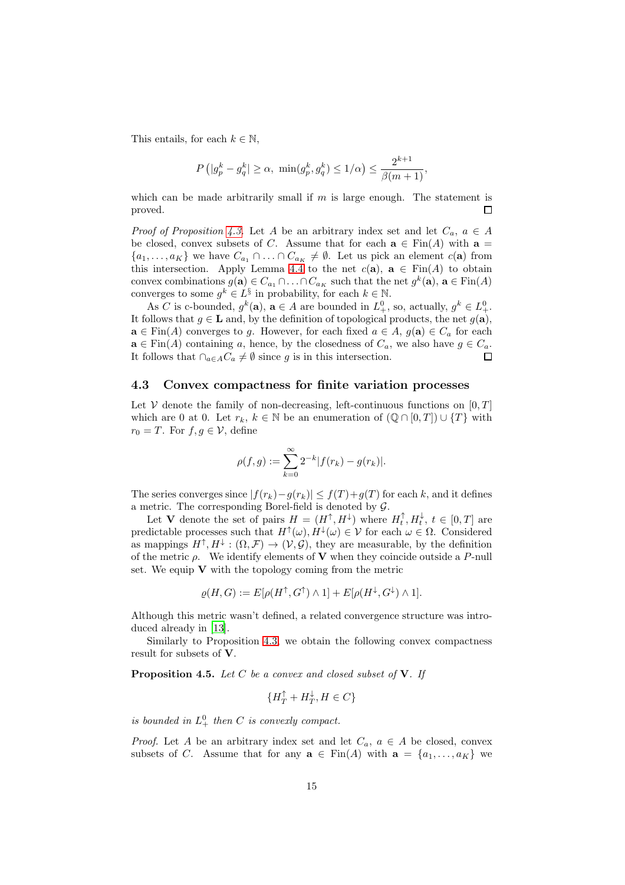This entails, for each $k \in \mathbb{N}$,

$$P\left(|g_p^k - g_q^k| \geq \alpha,\ \min(g_p^k, g_q^k) \leq 1/\alpha\right) \leq \frac{2^{k+1}}{\beta(m+1)},$$

which can be made arbitrarily small if $m$ is large enough. The statement is proved. □

*Proof of Proposition 4.3.* Let $A$ be an arbitrary index set and let $C_a$, $a \in A$ be closed, convex subsets of $C$. Assume that for each $\mathbf{a} \in \mathrm{Fin}(A)$ with $\mathbf{a} = \{a_1, \ldots, a_K\}$ we have $C_{a_1} \cap \ldots \cap C_{a_K} \neq \emptyset$. Let us pick an element $c(\mathbf{a})$ from this intersection. Apply Lemma 4.4 to the net $c(\mathbf{a})$, $\mathbf{a} \in \mathrm{Fin}(A)$ to obtain convex combinations $g(\mathbf{a}) \in C_{a_1} \cap \ldots \cap C_{a_K}$ such that the net $g^k(\mathbf{a})$, $\mathbf{a} \in \mathrm{Fin}(A)$ converges to some $g^k \in L^{\S}$ in probability, for each $k \in \mathbb{N}$.

As $C$ is c-bounded, $g^k(\mathbf{a})$, $\mathbf{a} \in A$ are bounded in $L^0_+$, so, actually, $g^k \in L^0_+$. It follows that $g \in \mathbf{L}$ and, by the definition of topological products, the net $g(\mathbf{a})$, $\mathbf{a} \in \mathrm{Fin}(A)$ converges to $g$. However, for each fixed $a \in A$, $g(\mathbf{a}) \in C_a$ for each $\mathbf{a} \in \mathrm{Fin}(A)$ containing $a$, hence, by the closedness of $C_a$, we also have $g \in C_a$. It follows that $\cap_{a \in A} C_a \neq \emptyset$ since $g$ is in this intersection. □

## 4.3 Convex compactness for finite variation processes

Let $\mathcal{V}$ denote the family of non-decreasing, left-continuous functions on $[0,T]$ which are 0 at 0. Let $r_k$, $k \in \mathbb{N}$ be an enumeration of $(\mathbb{Q} \cap [0,T]) \cup \{T\}$ with $r_0 = T$. For $f, g \in \mathcal{V}$, define

$$\rho(f,g) := \sum_{k=0}^{\infty} 2^{-k} |f(r_k) - g(r_k)|.$$

The series converges since $|f(r_k) - g(r_k)| \leq f(T) + g(T)$ for each $k$, and it defines a metric. The corresponding Borel-field is denoted by $\mathcal{G}$.

Let $\mathbf{V}$ denote the set of pairs $H = (H^{\uparrow}, H^{\downarrow})$ where $H_t^{\uparrow}, H_t^{\downarrow}$, $t \in [0,T]$ are predictable processes such that $H^{\uparrow}(\omega), H^{\downarrow}(\omega) \in \mathcal{V}$ for each $\omega \in \Omega$. Considered as mappings $H^{\uparrow}, H^{\downarrow} : (\Omega, \mathcal{F}) \to (\mathcal{V}, \mathcal{G})$, they are measurable, by the definition of the metric $\rho$. We identify elements of $\mathbf{V}$ when they coincide outside a $P$-null set. We equip $\mathbf{V}$ with the topology coming from the metric

$$\varrho(H,G) := E[\rho(H^{\uparrow}, G^{\uparrow}) \wedge 1] + E[\rho(H^{\downarrow}, G^{\downarrow}) \wedge 1].$$

Although this metric wasn't defined, a related convergence structure was introduced already in [13].

Similarly to Proposition 4.3, we obtain the following convex compactness result for subsets of $\mathbf{V}$.

**Proposition 4.5.** *Let $C$ be a convex and closed subset of $\mathbf{V}$. If*

$$\{H_T^{\uparrow} + H_T^{\downarrow}, H \in C\}$$

*is bounded in $L^0_+$ then $C$ is convexly compact.*

*Proof.* Let $A$ be an arbitrary index set and let $C_a$, $a \in A$ be closed, convex subsets of $C$. Assume that for any $\mathbf{a} \in \mathrm{Fin}(A)$ with $\mathbf{a} = \{a_1, \ldots, a_K\}$ we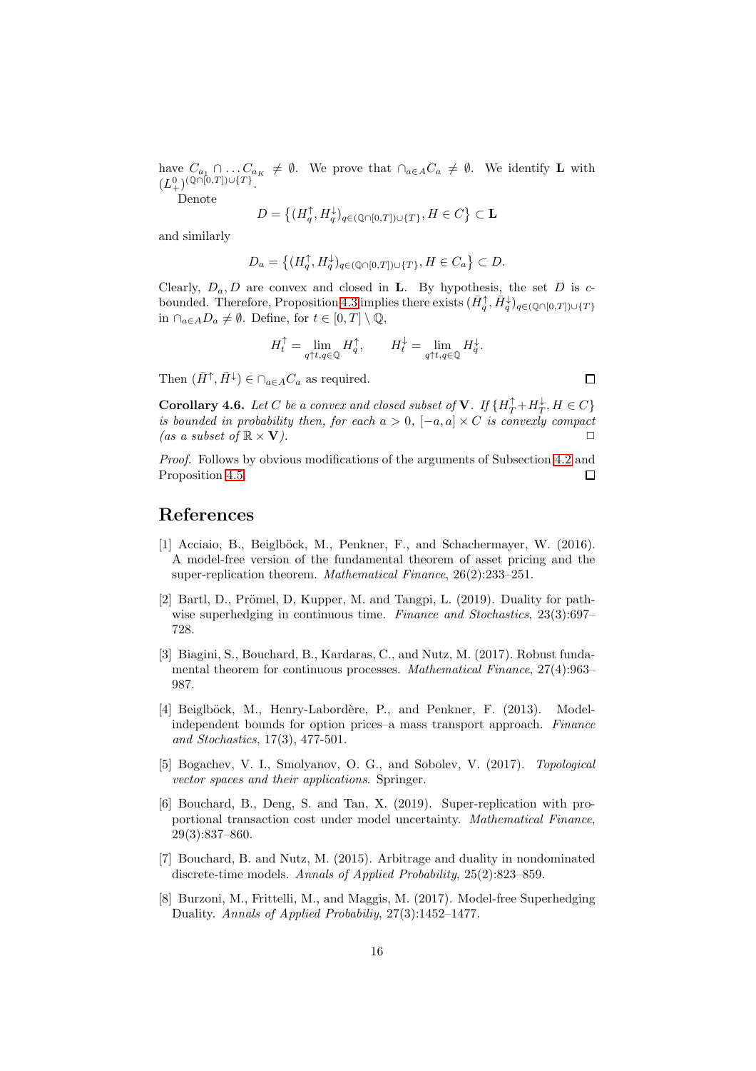have $C_{a_1} \cap \dots C_{a_K} \neq \emptyset$. We prove that $\cap_{a \in A} C_a \neq \emptyset$. We identify $\mathbf{L}$ with $(L^0_+)^{(\mathbb{Q}\cap[0,T])\cup\{T\}}$.

Denote

$$D = \left\{ (H^{\uparrow}_q, H^{\downarrow}_q)_{q \in (\mathbb{Q}\cap[0,T])\cup\{T\}}, H \in C \right\} \subset \mathbf{L}$$

and similarly

$$D_a = \left\{ (H^{\uparrow}_q, H^{\downarrow}_q)_{q \in (\mathbb{Q}\cap[0,T])\cup\{T\}}, H \in C_a \right\} \subset D.$$

Clearly, $D_a, D$ are convex and closed in $\mathbf{L}$. By hypothesis, the set $D$ is $c$-bounded. Therefore, Proposition 4.3 implies there exists $(\bar{H}^{\uparrow}_q, \bar{H}^{\downarrow}_q)_{q \in (\mathbb{Q}\cap[0,T])\cup\{T\}}$ in $\cap_{a \in A} D_a \neq \emptyset$. Define, for $t \in [0,T] \setminus \mathbb{Q}$,

$$H^{\uparrow}_t = \lim_{q \uparrow t, q \in \mathbb{Q}} H^{\uparrow}_q, \qquad H^{\downarrow}_t = \lim_{q \uparrow t, q \in \mathbb{Q}} H^{\downarrow}_q.$$

Then $(\bar{H}^{\uparrow}, \bar{H}^{\downarrow}) \in \cap_{a \in A} C_a$ as required. ∎

**Corollary 4.6.** *Let $C$ be a convex and closed subset of $\mathbf{V}$. If $\{H^{\uparrow}_T + H^{\downarrow}_T, H \in C\}$ is bounded in probability then, for each $a > 0$, $[-a,a] \times C$ is convexly compact (as a subset of $\mathbb{R} \times \mathbf{V}$).* □

*Proof.* Follows by obvious modifications of the arguments of Subsection 4.2 and Proposition 4.5. ∎

# References

[1] Acciaio, B., Beiglböck, M., Penkner, F., and Schachermayer, W. (2016). A model-free version of the fundamental theorem of asset pricing and the super-replication theorem. *Mathematical Finance*, 26(2):233–251.

[2] Bartl, D., Prömel, D, Kupper, M. and Tangpi, L. (2019). Duality for pathwise superhedging in continuous time. *Finance and Stochastics*, 23(3):697–728.

[3] Biagini, S., Bouchard, B., Kardaras, C., and Nutz, M. (2017). Robust fundamental theorem for continuous processes. *Mathematical Finance*, 27(4):963–987.

[4] Beiglböck, M., Henry-Labordère, P., and Penkner, F. (2013). Model-independent bounds for option prices–a mass transport approach. *Finance and Stochastics*, 17(3), 477-501.

[5] Bogachev, V. I., Smolyanov, O. G., and Sobolev, V. (2017). *Topological vector spaces and their applications*. Springer.

[6] Bouchard, B., Deng, S. and Tan, X. (2019). Super-replication with proportional transaction cost under model uncertainty. *Mathematical Finance*, 29(3):837–860.

[7] Bouchard, B. and Nutz, M. (2015). Arbitrage and duality in nondominated discrete-time models. *Annals of Applied Probability*, 25(2):823–859.

[8] Burzoni, M., Frittelli, M., and Maggis, M. (2017). Model-free Superhedging Duality. *Annals of Applied Probabiliy*, 27(3):1452–1477.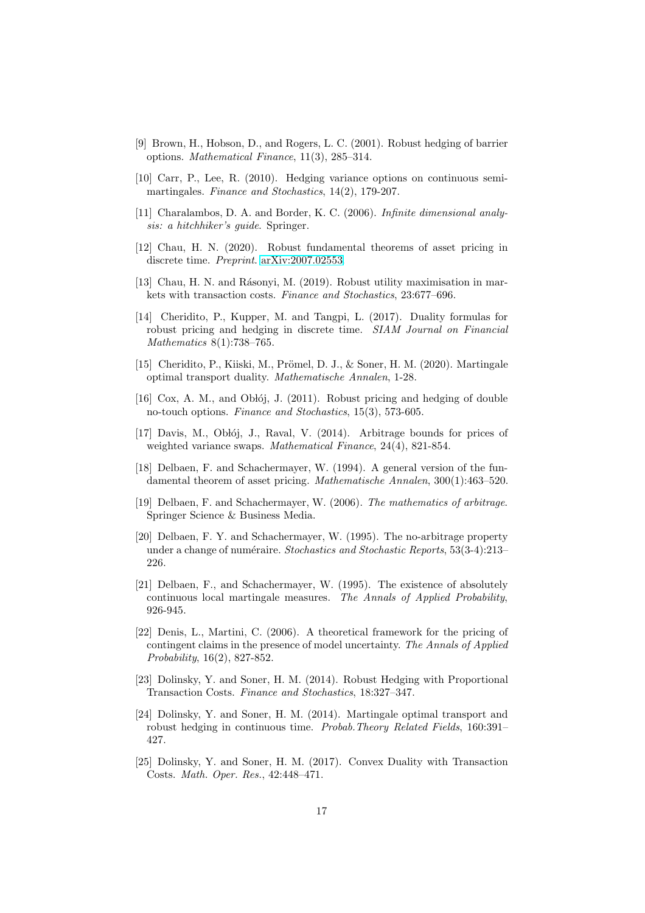[9] Brown, H., Hobson, D., and Rogers, L. C. (2001). Robust hedging of barrier options. *Mathematical Finance*, 11(3), 285–314.

[10] Carr, P., Lee, R. (2010). Hedging variance options on continuous semimartingales. *Finance and Stochastics*, 14(2), 179-207.

[11] Charalambos, D. A. and Border, K. C. (2006). *Infinite dimensional analysis: a hitchhiker's guide*. Springer.

[12] Chau, H. N. (2020). Robust fundamental theorems of asset pricing in discrete time. *Preprint*. arXiv:2007.02553

[13] Chau, H. N. and Rásonyi, M. (2019). Robust utility maximisation in markets with transaction costs. *Finance and Stochastics*, 23:677–696.

[14] Cheridito, P., Kupper, M. and Tangpi, L. (2017). Duality formulas for robust pricing and hedging in discrete time. *SIAM Journal on Financial Mathematics* 8(1):738–765.

[15] Cheridito, P., Kiiski, M., Prömel, D. J., & Soner, H. M. (2020). Martingale optimal transport duality. *Mathematische Annalen*, 1-28.

[16] Cox, A. M., and Obłój, J. (2011). Robust pricing and hedging of double no-touch options. *Finance and Stochastics*, 15(3), 573-605.

[17] Davis, M., Obłój, J., Raval, V. (2014). Arbitrage bounds for prices of weighted variance swaps. *Mathematical Finance*, 24(4), 821-854.

[18] Delbaen, F. and Schachermayer, W. (1994). A general version of the fundamental theorem of asset pricing. *Mathematische Annalen*, 300(1):463–520.

[19] Delbaen, F. and Schachermayer, W. (2006). *The mathematics of arbitrage*. Springer Science & Business Media.

[20] Delbaen, F. Y. and Schachermayer, W. (1995). The no-arbitrage property under a change of numéraire. *Stochastics and Stochastic Reports*, 53(3-4):213–226.

[21] Delbaen, F., and Schachermayer, W. (1995). The existence of absolutely continuous local martingale measures. *The Annals of Applied Probability*, 926-945.

[22] Denis, L., Martini, C. (2006). A theoretical framework for the pricing of contingent claims in the presence of model uncertainty. *The Annals of Applied Probability*, 16(2), 827-852.

[23] Dolinsky, Y. and Soner, H. M. (2014). Robust Hedging with Proportional Transaction Costs. *Finance and Stochastics*, 18:327–347.

[24] Dolinsky, Y. and Soner, H. M. (2014). Martingale optimal transport and robust hedging in continuous time. *Probab.Theory Related Fields*, 160:391–427.

[25] Dolinsky, Y. and Soner, H. M. (2017). Convex Duality with Transaction Costs. *Math. Oper. Res.*, 42:448–471.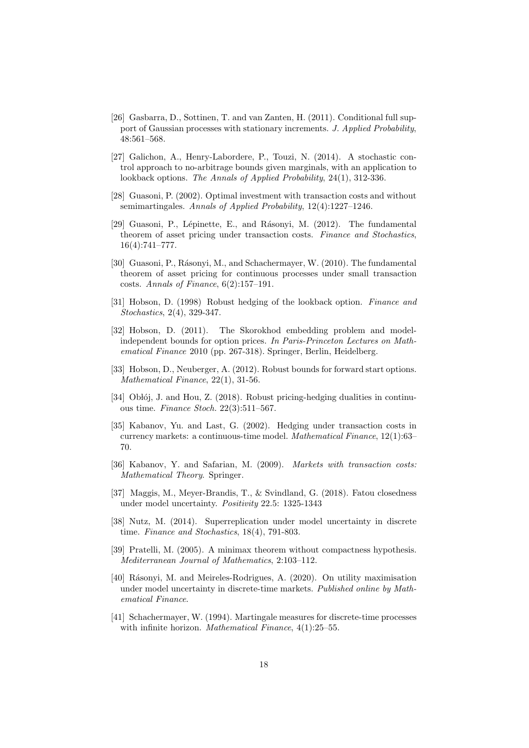[26] Gasbarra, D., Sottinen, T. and van Zanten, H. (2011). Conditional full support of Gaussian processes with stationary increments. *J. Applied Probability*, 48:561–568.

[27] Galichon, A., Henry-Labordere, P., Touzi, N. (2014). A stochastic control approach to no-arbitrage bounds given marginals, with an application to lookback options. *The Annals of Applied Probability*, 24(1), 312-336.

[28] Guasoni, P. (2002). Optimal investment with transaction costs and without semimartingales. *Annals of Applied Probability*, 12(4):1227–1246.

[29] Guasoni, P., Lépinette, E., and Rásonyi, M. (2012). The fundamental theorem of asset pricing under transaction costs. *Finance and Stochastics*, 16(4):741–777.

[30] Guasoni, P., Rásonyi, M., and Schachermayer, W. (2010). The fundamental theorem of asset pricing for continuous processes under small transaction costs. *Annals of Finance*, 6(2):157–191.

[31] Hobson, D. (1998) Robust hedging of the lookback option. *Finance and Stochastics*, 2(4), 329-347.

[32] Hobson, D. (2011). The Skorokhod embedding problem and model-independent bounds for option prices. *In Paris-Princeton Lectures on Mathematical Finance* 2010 (pp. 267-318). Springer, Berlin, Heidelberg.

[33] Hobson, D., Neuberger, A. (2012). Robust bounds for forward start options. *Mathematical Finance*, 22(1), 31-56.

[34] Obłój, J. and Hou, Z. (2018). Robust pricing-hedging dualities in continuous time. *Finance Stoch.* 22(3):511–567.

[35] Kabanov, Yu. and Last, G. (2002). Hedging under transaction costs in currency markets: a continuous-time model. *Mathematical Finance*, 12(1):63–70.

[36] Kabanov, Y. and Safarian, M. (2009). *Markets with transaction costs: Mathematical Theory*. Springer.

[37] Maggis, M., Meyer-Brandis, T., & Svindland, G. (2018). Fatou closedness under model uncertainty. *Positivity* 22.5: 1325-1343

[38] Nutz, M. (2014). Superreplication under model uncertainty in discrete time. *Finance and Stochastics*, 18(4), 791-803.

[39] Pratelli, M. (2005). A minimax theorem without compactness hypothesis. *Mediterranean Journal of Mathematics*, 2:103–112.

[40] Rásonyi, M. and Meireles-Rodrigues, A. (2020). On utility maximisation under model uncertainty in discrete-time markets. *Published online by Mathematical Finance*.

[41] Schachermayer, W. (1994). Martingale measures for discrete-time processes with infinite horizon. *Mathematical Finance*, 4(1):25–55.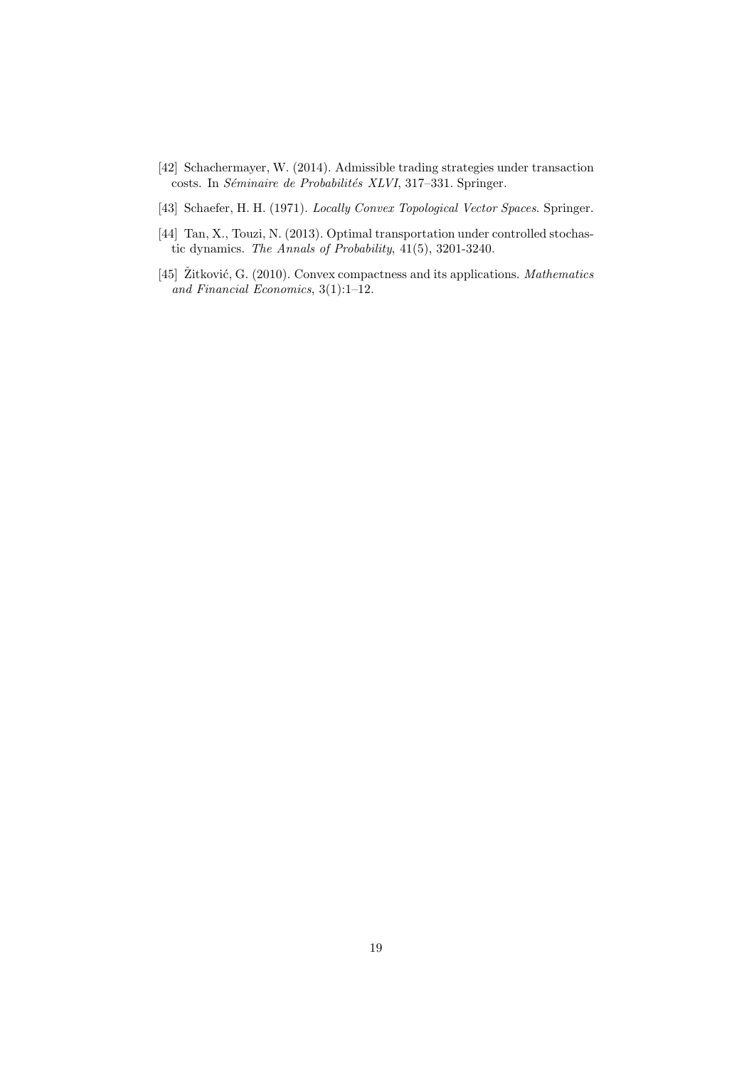[42] Schachermayer, W. (2014). Admissible trading strategies under transaction costs. In *Séminaire de Probabilités XLVI*, 317–331. Springer.

[43] Schaefer, H. H. (1971). *Locally Convex Topological Vector Spaces*. Springer.

[44] Tan, X., Touzi, N. (2013). Optimal transportation under controlled stochastic dynamics. *The Annals of Probability*, 41(5), 3201-3240.

[45] Žitković, G. (2010). Convex compactness and its applications. *Mathematics and Financial Economics*, 3(1):1–12.